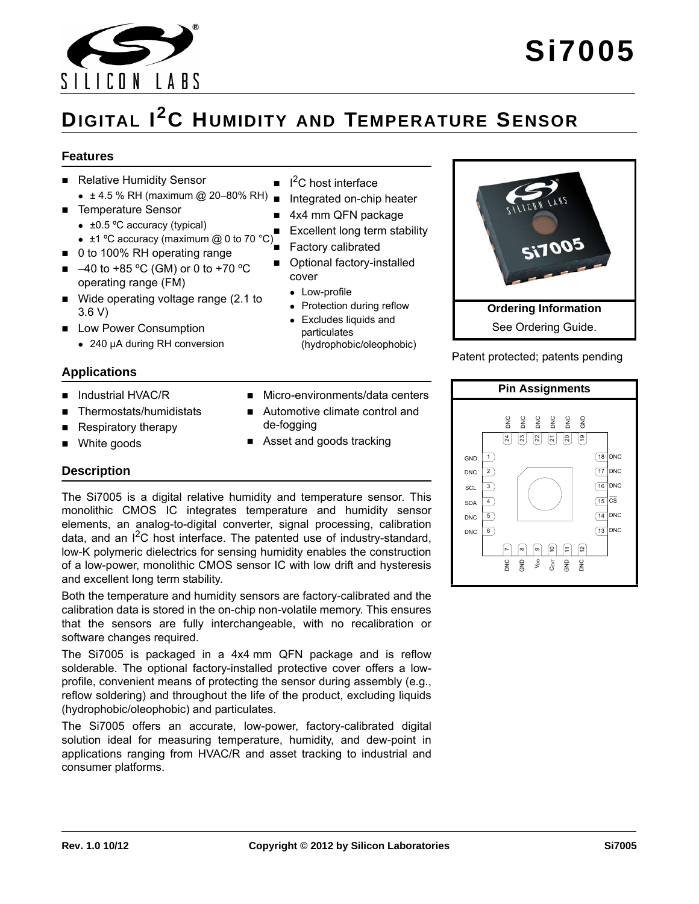# Si7005

## DIGITAL I²C HUMIDITY AND TEMPERATURE SENSOR

### Features

- Relative Humidity Sensor
  - ± 4.5 % RH (maximum @ 20–80% RH)
- Temperature Sensor
  - ±0.5 ºC accuracy (typical)
  - ±1 ºC accuracy (maximum @ 0 to 70 °C)
- 0 to 100% RH operating range
- –40 to +85 ºC (GM) or 0 to +70 ºC operating range (FM)
- Wide operating voltage range (2.1 to 3.6 V)
- Low Power Consumption
  - 240 µA during RH conversion
- I²C host interface
- Integrated on-chip heater
- 4x4 mm QFN package
- Excellent long term stability
- Factory calibrated
- Optional factory-installed cover
  - Low-profile
  - Protection during reflow
  - Excludes liquids and particulates (hydrophobic/oleophobic)

**Ordering Information**

See Ordering Guide.

Patent protected; patents pending

### Applications

- Industrial HVAC/R
- Thermostats/humidistats
- Respiratory therapy
- White goods
- Micro-environments/data centers
- Automotive climate control and de-fogging
- Asset and goods tracking

**Pin Assignments**

| Pin | Name | Pin | Name |
|---|---|---|---|
| 1 | GND | 13 | DNC |
| 2 | DNC | 14 | DNC |
| 3 | SCL | 15 | $\overline{CS}$ |
| 4 | SDA | 16 | DNC |
| 5 | DNC | 17 | DNC |
| 6 | DNC | 18 | DNC |
| 7 | DNC | 19 | GND |
| 8 | GND | 20 | DNC |
| 9 | $V_{DD}$ | 21 | DNC |
| 10 | $C_{EXT}$ | 22 | DNC |
| 11 | GND | 23 | DNC |
| 12 | DNC | 24 | DNC |

### Description

The Si7005 is a digital relative humidity and temperature sensor. This monolithic CMOS IC integrates temperature and humidity sensor elements, an analog-to-digital converter, signal processing, calibration data, and an I²C host interface. The patented use of industry-standard, low-K polymeric dielectrics for sensing humidity enables the construction of a low-power, monolithic CMOS sensor IC with low drift and hysteresis and excellent long term stability.

Both the temperature and humidity sensors are factory-calibrated and the calibration data is stored in the on-chip non-volatile memory. This ensures that the sensors are fully interchangeable, with no recalibration or software changes required.

The Si7005 is packaged in a 4x4 mm QFN package and is reflow solderable. The optional factory-installed protective cover offers a low-profile, convenient means of protecting the sensor during assembly (e.g., reflow soldering) and throughout the life of the product, excluding liquids (hydrophobic/oleophobic) and particulates.

The Si7005 offers an accurate, low-power, factory-calibrated digital solution ideal for measuring temperature, humidity, and dew-point in applications ranging from HVAC/R and asset tracking to industrial and consumer platforms.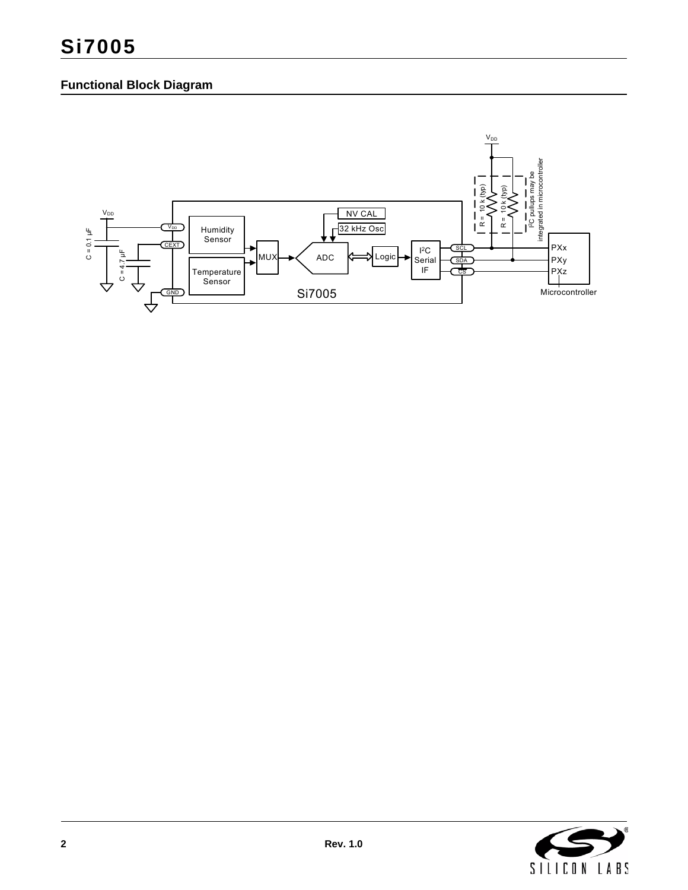## Functional Block Diagram

$V_{DD}$

C = 0.1 µF

C = 4.7 µF

$V_{DD}$

CEXT

GND

Humidity Sensor

Temperature Sensor

MUX

ADC

NV CAL

32 kHz Osc

Logic

$I^2C$ Serial IF

SCL

SDA

CS

Si7005

$V_{DD}$

R = 10 k (typ)

R = 10 k (typ)

$I^2C$ pullups may be integrated in microcontroller

PXx

PXy

PXz

Microcontroller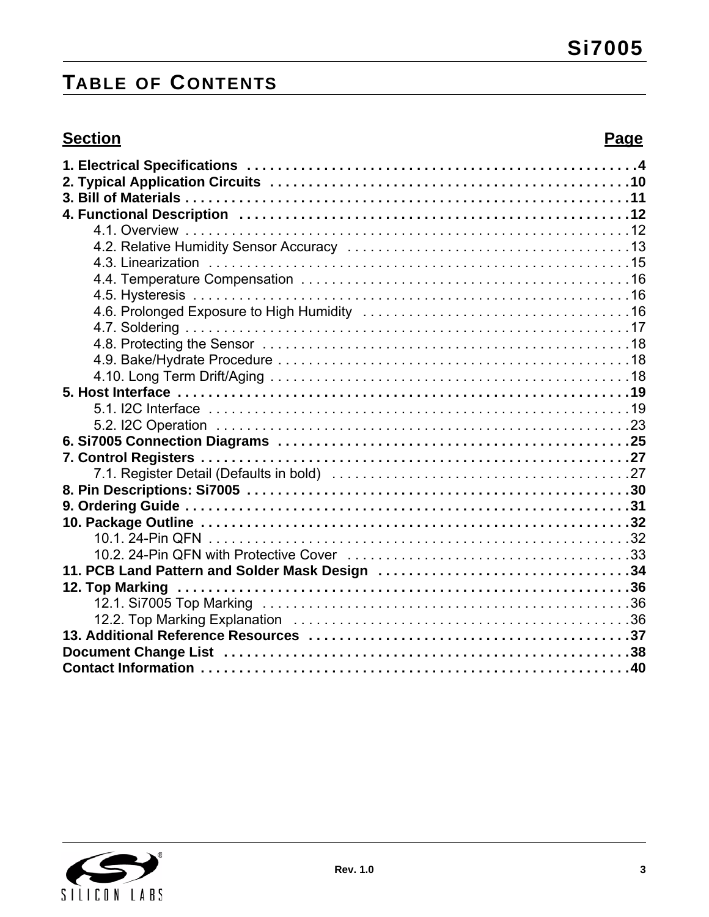# Table of Contents

| Section | Page |
|---|---|
| **1. Electrical Specifications** | **4** |
| **2. Typical Application Circuits** | **10** |
| **3. Bill of Materials** | **11** |
| **4. Functional Description** | **12** |
| 4.1. Overview | 12 |
| 4.2. Relative Humidity Sensor Accuracy | 13 |
| 4.3. Linearization | 15 |
| 4.4. Temperature Compensation | 16 |
| 4.5. Hysteresis | 16 |
| 4.6. Prolonged Exposure to High Humidity | 16 |
| 4.7. Soldering | 17 |
| 4.8. Protecting the Sensor | 18 |
| 4.9. Bake/Hydrate Procedure | 18 |
| 4.10. Long Term Drift/Aging | 18 |
| **5. Host Interface** | **19** |
| 5.1. I2C Interface | 19 |
| 5.2. I2C Operation | 23 |
| **6. Si7005 Connection Diagrams** | **25** |
| **7. Control Registers** | **27** |
| 7.1. Register Detail (Defaults in bold) | 27 |
| **8. Pin Descriptions: Si7005** | **30** |
| **9. Ordering Guide** | **31** |
| **10. Package Outline** | **32** |
| 10.1. 24-Pin QFN | 32 |
| 10.2. 24-Pin QFN with Protective Cover | 33 |
| **11. PCB Land Pattern and Solder Mask Design** | **34** |
| **12. Top Marking** | **36** |
| 12.1. Si7005 Top Marking | 36 |
| 12.2. Top Marking Explanation | 36 |
| **13. Additional Reference Resources** | **37** |
| **Document Change List** | **38** |
| **Contact Information** | **40** |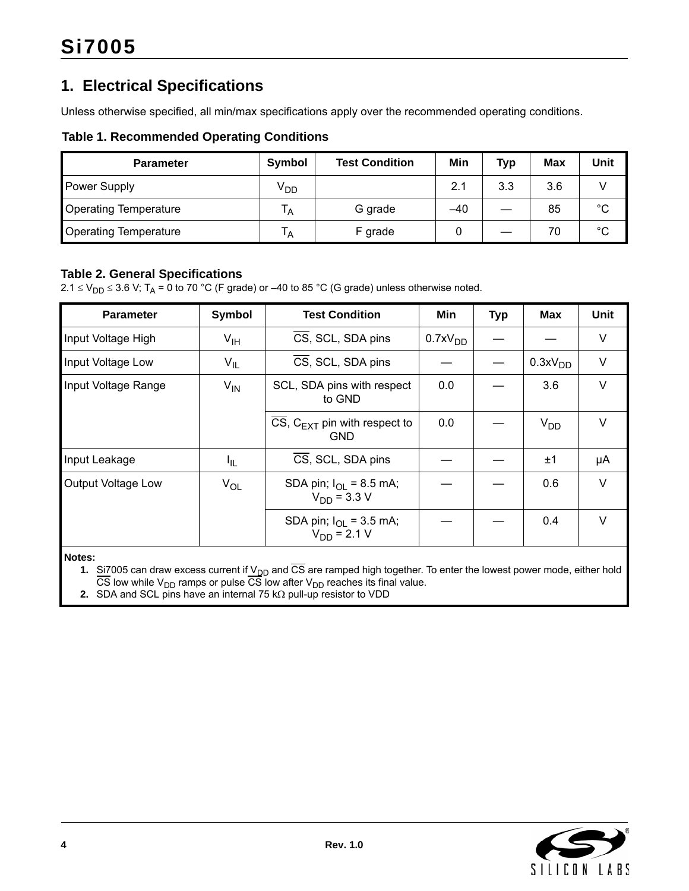# 1. Electrical Specifications

Unless otherwise specified, all min/max specifications apply over the recommended operating conditions.

**Table 1. Recommended Operating Conditions**

| Parameter | Symbol | Test Condition | Min | Typ | Max | Unit |
|---|---|---|---|---|---|---|
| Power Supply | $V_{DD}$ | | 2.1 | 3.3 | 3.6 | V |
| Operating Temperature | $T_A$ | G grade | –40 | — | 85 | °C |
| Operating Temperature | $T_A$ | F grade | 0 | — | 70 | °C |

**Table 2. General Specifications**

$2.1 \le V_{DD} \le 3.6$ V; $T_A$ = 0 to 70 °C (F grade) or –40 to 85 °C (G grade) unless otherwise noted.

| Parameter | Symbol | Test Condition | Min | Typ | Max | Unit |
|---|---|---|---|---|---|---|
| Input Voltage High | $V_{IH}$ | $\overline{CS}$, SCL, SDA pins | $0.7xV_{DD}$ | — | — | V |
| Input Voltage Low | $V_{IL}$ | $\overline{CS}$, SCL, SDA pins | — | — | $0.3xV_{DD}$ | V |
| Input Voltage Range | $V_{IN}$ | SCL, SDA pins with respect to GND | 0.0 | — | 3.6 | V |
| | | $\overline{CS}$, $C_{EXT}$ pin with respect to GND | 0.0 | — | $V_{DD}$ | V |
| Input Leakage | $I_{IL}$ | $\overline{CS}$, SCL, SDA pins | — | — | ±1 | μA |
| Output Voltage Low | $V_{OL}$ | SDA pin; $I_{OL}$ = 8.5 mA; $V_{DD}$ = 3.3 V | — | — | 0.6 | V |
| | | SDA pin; $I_{OL}$ = 3.5 mA; $V_{DD}$ = 2.1 V | — | — | 0.4 | V |

**Notes:**

1. Si7005 can draw excess current if $V_{DD}$ and $\overline{CS}$ are ramped high together. To enter the lowest power mode, either hold $\overline{CS}$ low while $V_{DD}$ ramps or pulse $\overline{CS}$ low after $V_{DD}$ reaches its final value.
2. SDA and SCL pins have an internal 75 kΩ pull-up resistor to VDD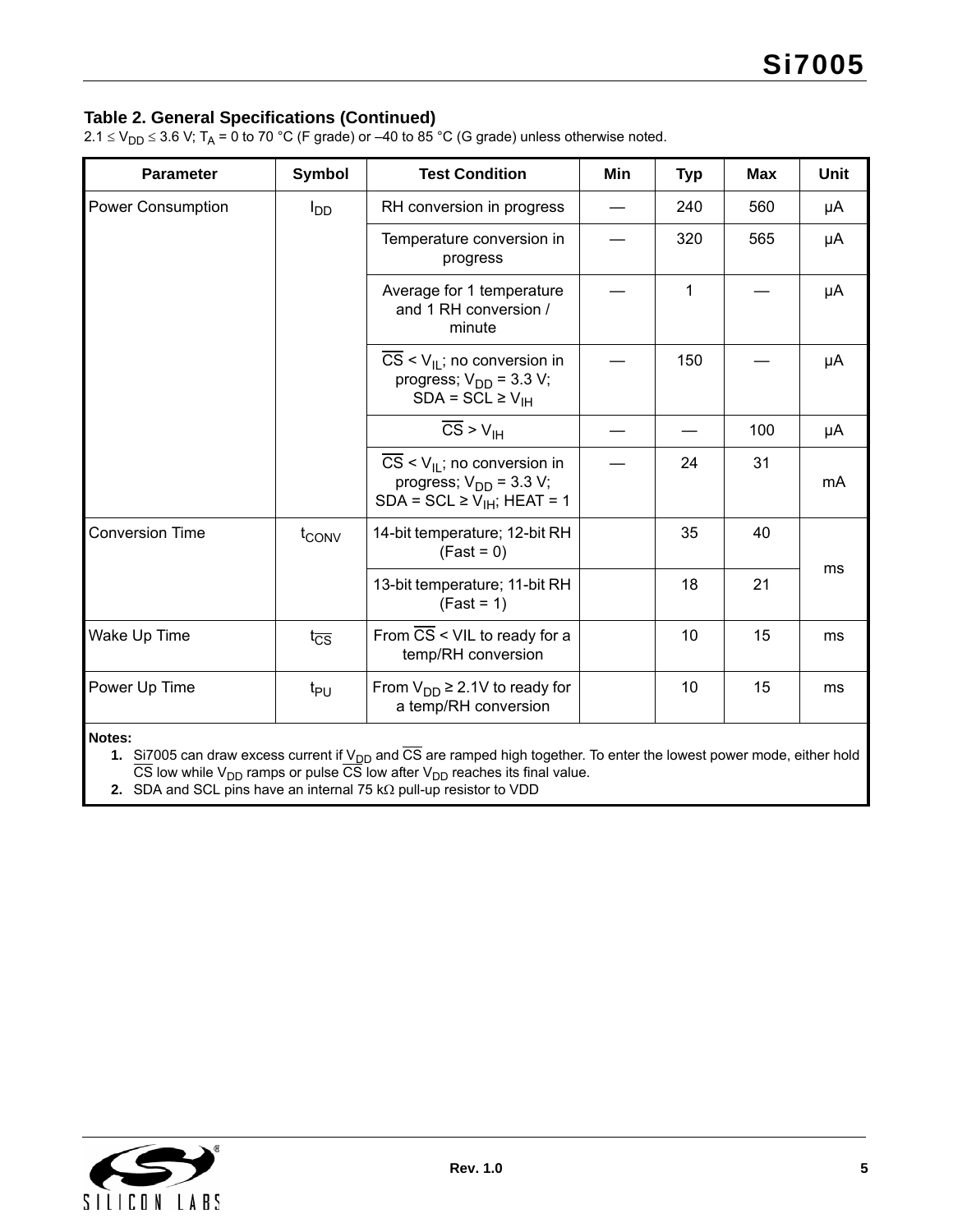### Table 2. General Specifications (Continued)

$2.1 \leq V_{DD} \leq 3.6$ V; $T_A$ = 0 to 70 °C (F grade) or –40 to 85 °C (G grade) unless otherwise noted.

| Parameter | Symbol | Test Condition | Min | Typ | Max | Unit |
|---|---|---|---|---|---|---|
| Power Consumption | $I_{DD}$ | RH conversion in progress | — | 240 | 560 | µA |
| | | Temperature conversion in progress | — | 320 | 565 | µA |
| | | Average for 1 temperature and 1 RH conversion / minute | — | 1 | — | µA |
| | | $\overline{CS} < V_{IL}$; no conversion in progress; $V_{DD}$ = 3.3 V; SDA = SCL ≥ $V_{IH}$ | — | 150 | — | µA |
| | | $\overline{CS} > V_{IH}$ | — | — | 100 | µA |
| | | $\overline{CS} < V_{IL}$; no conversion in progress; $V_{DD}$ = 3.3 V; SDA = SCL ≥ $V_{IH}$; HEAT = 1 | — | 24 | 31 | mA |
| Conversion Time | $t_{CONV}$ | 14-bit temperature; 12-bit RH (Fast = 0) | | 35 | 40 | ms |
| | | 13-bit temperature; 11-bit RH (Fast = 1) | | 18 | 21 | ms |
| Wake Up Time | $t_{\overline{CS}}$ | From $\overline{CS}$ < VIL to ready for a temp/RH conversion | | 10 | 15 | ms |
| Power Up Time | $t_{PU}$ | From $V_{DD}$ ≥ 2.1V to ready for a temp/RH conversion | | 10 | 15 | ms |

**Notes:**

1. Si7005 can draw excess current if $V_{DD}$ and $\overline{CS}$ are ramped high together. To enter the lowest power mode, either hold $\overline{CS}$ low while $V_{DD}$ ramps or pulse $\overline{CS}$ low after $V_{DD}$ reaches its final value.
2. SDA and SCL pins have an internal 75 kΩ pull-up resistor to VDD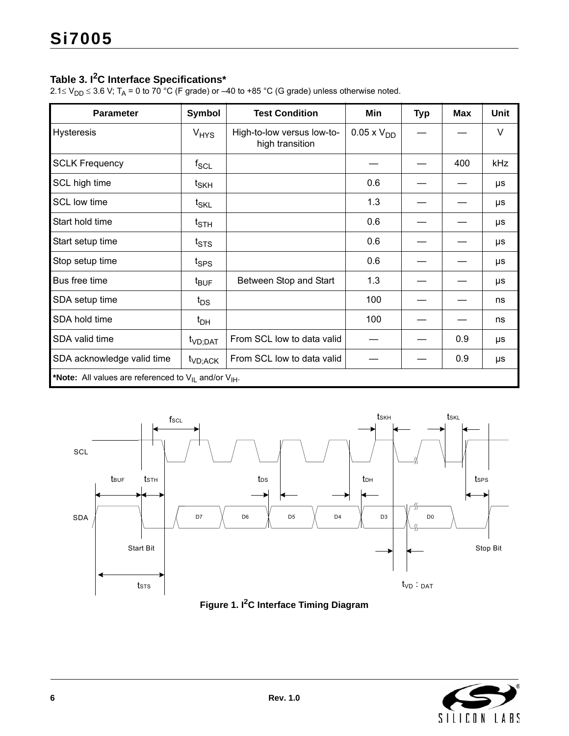### Table 3. $I^2C$ Interface Specifications*

$2.1 \le V_{DD} \le 3.6$ V; $T_A$ = 0 to 70 °C (F grade) or –40 to +85 °C (G grade) unless otherwise noted.

| Parameter | Symbol | Test Condition | Min | Typ | Max | Unit |
|---|---|---|---|---|---|---|
| Hysteresis | $V_{HYS}$ | High-to-low versus low-to-high transition | 0.05 x $V_{DD}$ | — | — | V |
| SCLK Frequency | $f_{SCL}$ | | — | — | 400 | kHz |
| SCL high time | $t_{SKH}$ | | 0.6 | — | — | µs |
| SCL low time | $t_{SKL}$ | | 1.3 | — | — | µs |
| Start hold time | $t_{STH}$ | | 0.6 | — | — | µs |
| Start setup time | $t_{STS}$ | | 0.6 | — | — | µs |
| Stop setup time | $t_{SPS}$ | | 0.6 | — | — | µs |
| Bus free time | $t_{BUF}$ | Between Stop and Start | 1.3 | — | — | µs |
| SDA setup time | $t_{DS}$ | | 100 | — | — | ns |
| SDA hold time | $t_{DH}$ | | 100 | — | — | ns |
| SDA valid time | $t_{VD;DAT}$ | From SCL low to data valid | — | — | 0.9 | µs |
| SDA acknowledge valid time | $t_{VD;ACK}$ | From SCL low to data valid | — | — | 0.9 | µs |
| ***Note:** All values are referenced to $V_{IL}$ and/or $V_{IH}$. | | | | | | |

**Figure 1. $I^2C$ Interface Timing Diagram**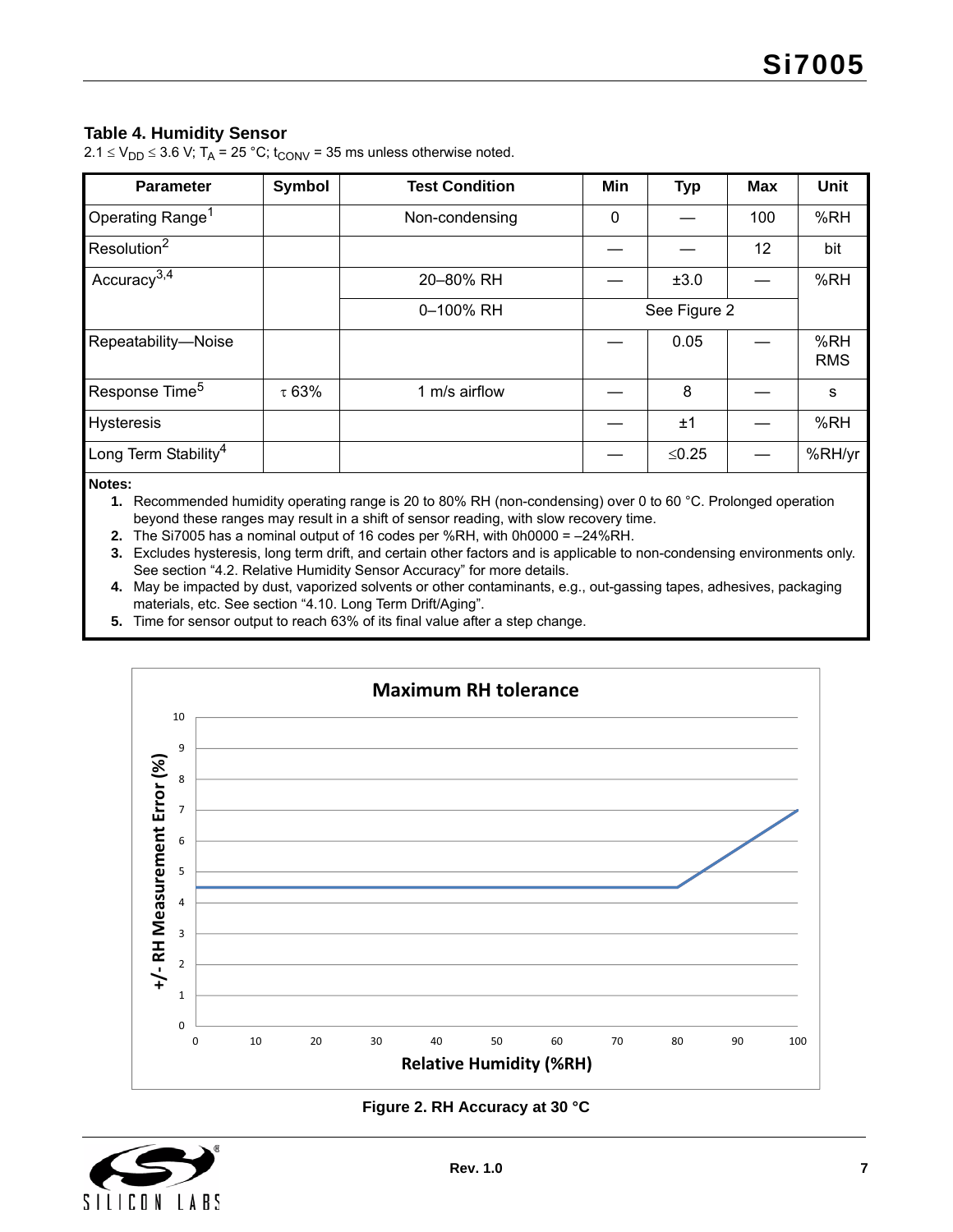## Table 4. Humidity Sensor

$2.1 \leq V_{DD} \leq 3.6$ V; $T_A = 25$ °C; $t_{CONV} = 35$ ms unless otherwise noted.

| Parameter | Symbol | Test Condition | Min | Typ | Max | Unit |
|---|---|---|---|---|---|---|
| Operating Range[1] | | Non-condensing | 0 | — | 100 | %RH |
| Resolution[2] | | | — | — | 12 | bit |
| Accuracy[3,4] | | 20–80% RH | — | ±3.0 | — | %RH |
| | | 0–100% RH | See Figure 2 | | | |
| Repeatability—Noise | | | — | 0.05 | — | %RH RMS |
| Response Time[5] | τ 63% | 1 m/s airflow | — | 8 | — | s |
| Hysteresis | | | — | ±1 | — | %RH |
| Long Term Stability[4] | | | — | ≤0.25 | — | %RH/yr |

**Notes:**

1. Recommended humidity operating range is 20 to 80% RH (non-condensing) over 0 to 60 °C. Prolonged operation beyond these ranges may result in a shift of sensor reading, with slow recovery time.
2. The Si7005 has a nominal output of 16 codes per %RH, with 0h0000 = –24%RH.
3. Excludes hysteresis, long term drift, and certain other factors and is applicable to non-condensing environments only. See section "4.2. Relative Humidity Sensor Accuracy" for more details.
4. May be impacted by dust, vaporized solvents or other contaminants, e.g., out-gassing tapes, adhesives, packaging materials, etc. See section "4.10. Long Term Drift/Aging".
5. Time for sensor output to reach 63% of its final value after a step change.

**Figure 2. RH Accuracy at 30 °C**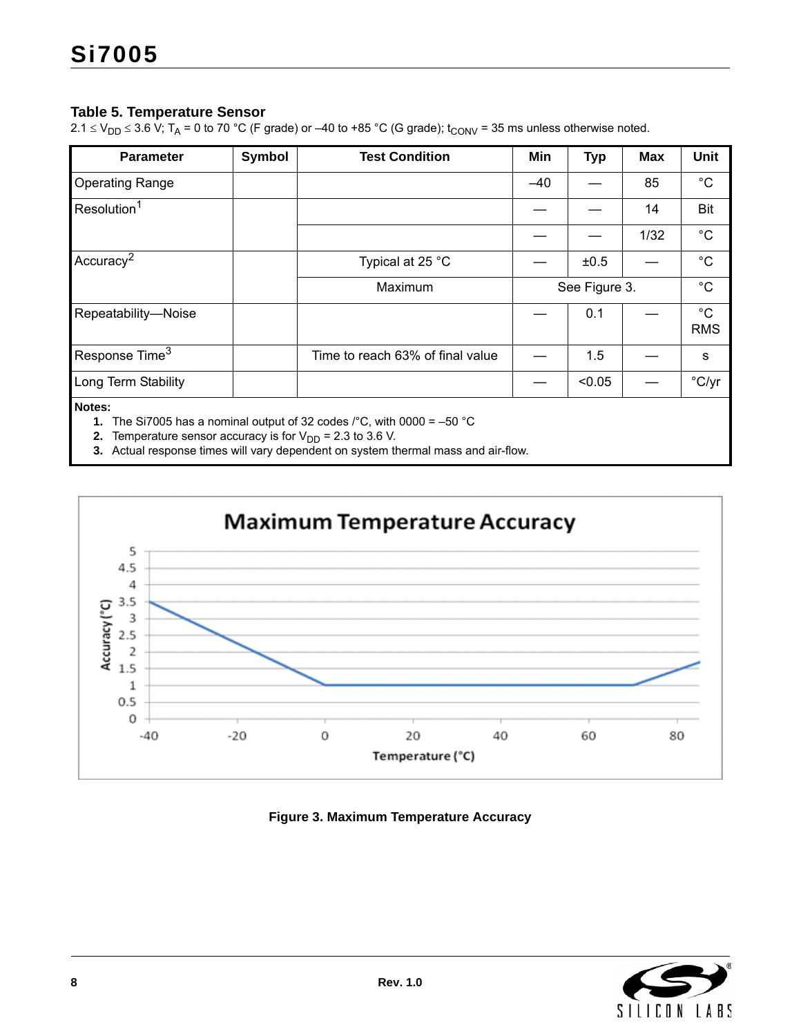### Table 5. Temperature Sensor

$2.1 \leq V_{DD} \leq 3.6$ V; $T_A$ = 0 to 70 °C (F grade) or –40 to +85 °C (G grade); $t_{CONV}$ = 35 ms unless otherwise noted.

| Parameter | Symbol | Test Condition | Min | Typ | Max | Unit |
|---|---|---|---|---|---|---|
| Operating Range | | | –40 | — | 85 | °C |
| Resolution[1] | | | — | — | 14 | Bit |
| | | | — | — | 1/32 | °C |
| Accuracy[2] | | Typical at 25 °C | — | ±0.5 | — | °C |
| | | Maximum | See Figure 3. | | | °C |
| Repeatability—Noise | | | — | 0.1 | — | °C RMS |
| Response Time[3] | | Time to reach 63% of final value | — | 1.5 | — | s |
| Long Term Stability | | | — | <0.05 | — | °C/yr |

**Notes:**

1. The Si7005 has a nominal output of 32 codes /°C, with 0000 = –50 °C
2. Temperature sensor accuracy is for $V_{DD}$ = 2.3 to 3.6 V.
3. Actual response times will vary dependent on system thermal mass and air-flow.

**Figure 3. Maximum Temperature Accuracy**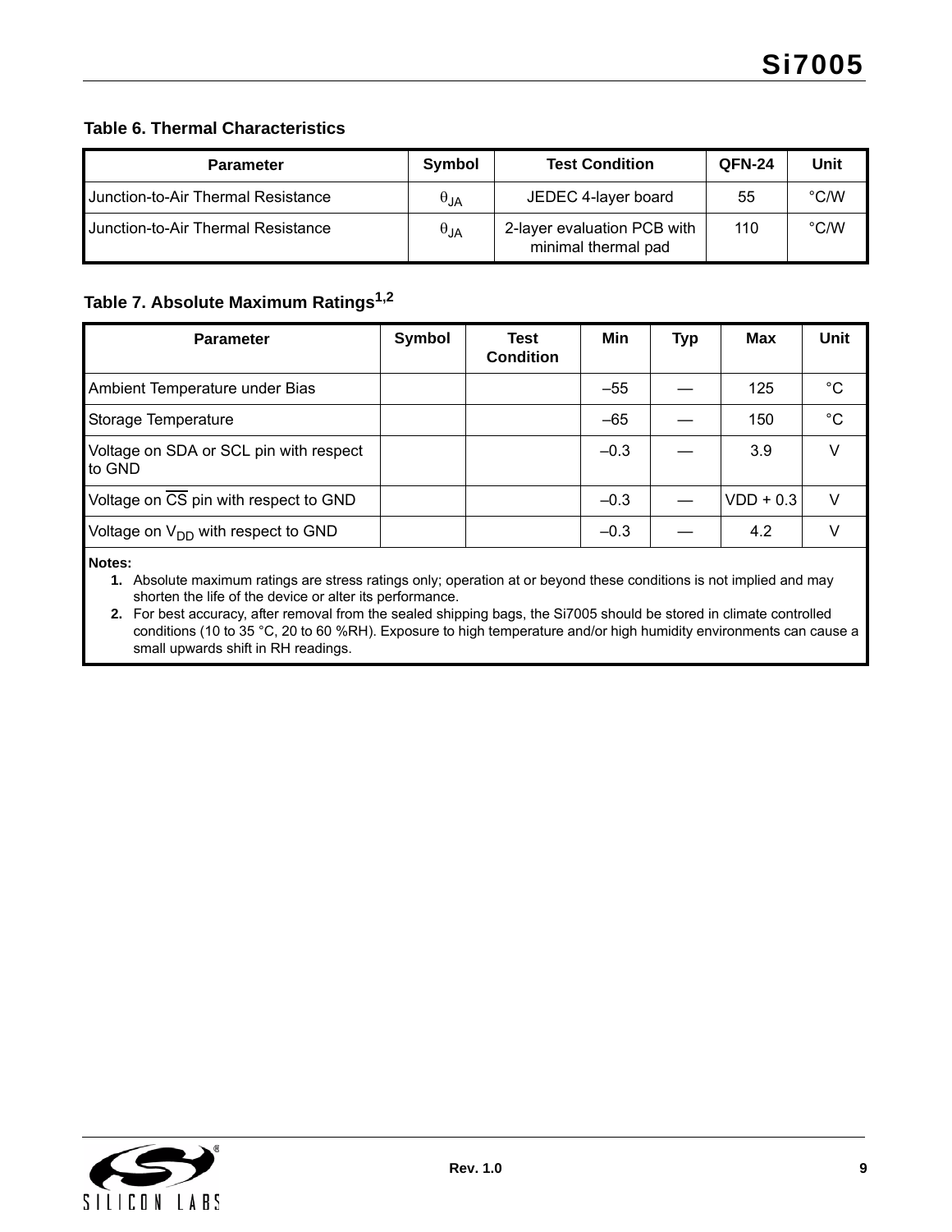**Table 6. Thermal Characteristics**

| Parameter | Symbol | Test Condition | QFN-24 | Unit |
|---|---|---|---|---|
| Junction-to-Air Thermal Resistance | $\theta_{JA}$ | JEDEC 4-layer board | 55 | °C/W |
| Junction-to-Air Thermal Resistance | $\theta_{JA}$ | 2-layer evaluation PCB with minimal thermal pad | 110 | °C/W |

**Table 7. Absolute Maximum Ratings[1,2]**

| Parameter | Symbol | Test Condition | Min | Typ | Max | Unit |
|---|---|---|---|---|---|---|
| Ambient Temperature under Bias | | | –55 | — | 125 | °C |
| Storage Temperature | | | –65 | — | 150 | °C |
| Voltage on SDA or SCL pin with respect to GND | | | –0.3 | — | 3.9 | V |
| Voltage on $\overline{CS}$ pin with respect to GND | | | –0.3 | — | VDD + 0.3 | V |
| Voltage on $V_{DD}$ with respect to GND | | | –0.3 | — | 4.2 | V |

**Notes:**

1. Absolute maximum ratings are stress ratings only; operation at or beyond these conditions is not implied and may shorten the life of the device or alter its performance.
2. For best accuracy, after removal from the sealed shipping bags, the Si7005 should be stored in climate controlled conditions (10 to 35 °C, 20 to 60 %RH). Exposure to high temperature and/or high humidity environments can cause a small upwards shift in RH readings.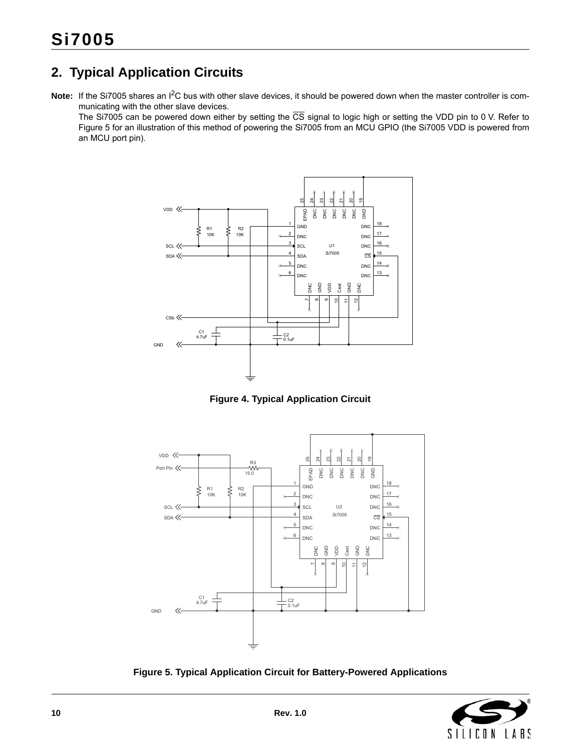## 2. Typical Application Circuits

**Note:** If the Si7005 shares an $I^2C$ bus with other slave devices, it should be powered down when the master controller is communicating with the other slave devices.

The Si7005 can be powered down either by setting the $\overline{CS}$ signal to logic high or setting the VDD pin to 0 V. Refer to Figure 5 for an illustration of this method of powering the Si7005 from an MCU GPIO (the Si7005 VDD is powered from an MCU port pin).

**Figure 4. Typical Application Circuit**

**Figure 5. Typical Application Circuit for Battery-Powered Applications**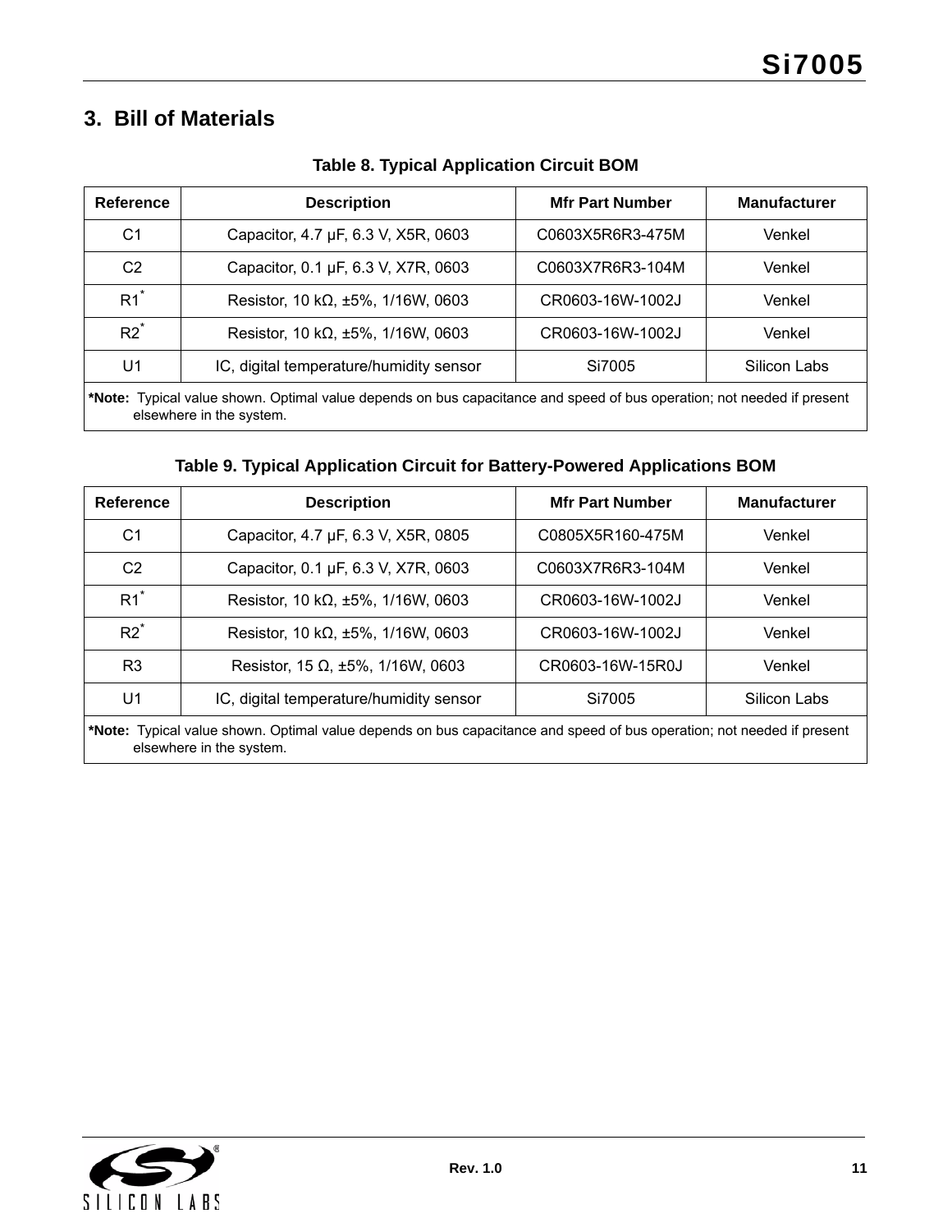## 3. Bill of Materials

**Table 8. Typical Application Circuit BOM**

| Reference | Description | Mfr Part Number | Manufacturer |
|---|---|---|---|
| C1 | Capacitor, 4.7 µF, 6.3 V, X5R, 0603 | C0603X5R6R3-475M | Venkel |
| C2 | Capacitor, 0.1 µF, 6.3 V, X7R, 0603 | C0603X7R6R3-104M | Venkel |
| R1* | Resistor, 10 kΩ, ±5%, 1/16W, 0603 | CR0603-16W-1002J | Venkel |
| R2* | Resistor, 10 kΩ, ±5%, 1/16W, 0603 | CR0603-16W-1002J | Venkel |
| U1 | IC, digital temperature/humidity sensor | Si7005 | Silicon Labs |

***Note:** Typical value shown. Optimal value depends on bus capacitance and speed of bus operation; not needed if present elsewhere in the system.

**Table 9. Typical Application Circuit for Battery-Powered Applications BOM**

| Reference | Description | Mfr Part Number | Manufacturer |
|---|---|---|---|
| C1 | Capacitor, 4.7 µF, 6.3 V, X5R, 0805 | C0805X5R160-475M | Venkel |
| C2 | Capacitor, 0.1 µF, 6.3 V, X7R, 0603 | C0603X7R6R3-104M | Venkel |
| R1* | Resistor, 10 kΩ, ±5%, 1/16W, 0603 | CR0603-16W-1002J | Venkel |
| R2* | Resistor, 10 kΩ, ±5%, 1/16W, 0603 | CR0603-16W-1002J | Venkel |
| R3 | Resistor, 15 Ω, ±5%, 1/16W, 0603 | CR0603-16W-15R0J | Venkel |
| U1 | IC, digital temperature/humidity sensor | Si7005 | Silicon Labs |

***Note:** Typical value shown. Optimal value depends on bus capacitance and speed of bus operation; not needed if present elsewhere in the system.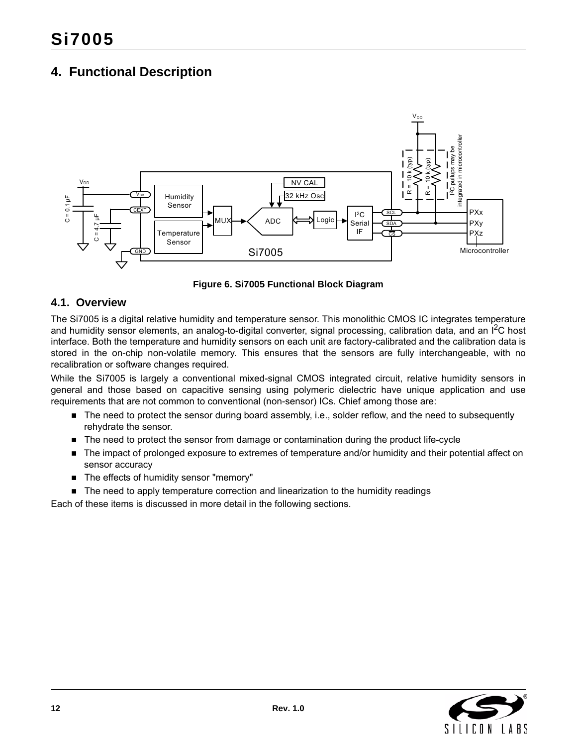# 4. Functional Description

Figure 6. Si7005 Functional Block Diagram

## 4.1. Overview

The Si7005 is a digital relative humidity and temperature sensor. This monolithic CMOS IC integrates temperature and humidity sensor elements, an analog-to-digital converter, signal processing, calibration data, and an $I^2C$ host interface. Both the temperature and humidity sensors on each unit are factory-calibrated and the calibration data is stored in the on-chip non-volatile memory. This ensures that the sensors are fully interchangeable, with no recalibration or software changes required.

While the Si7005 is largely a conventional mixed-signal CMOS integrated circuit, relative humidity sensors in general and those based on capacitive sensing using polymeric dielectric have unique application and use requirements that are not common to conventional (non-sensor) ICs. Chief among those are:

- The need to protect the sensor during board assembly, i.e., solder reflow, and the need to subsequently rehydrate the sensor.
- The need to protect the sensor from damage or contamination during the product life-cycle
- The impact of prolonged exposure to extremes of temperature and/or humidity and their potential affect on sensor accuracy
- The effects of humidity sensor "memory"
- The need to apply temperature correction and linearization to the humidity readings

Each of these items is discussed in more detail in the following sections.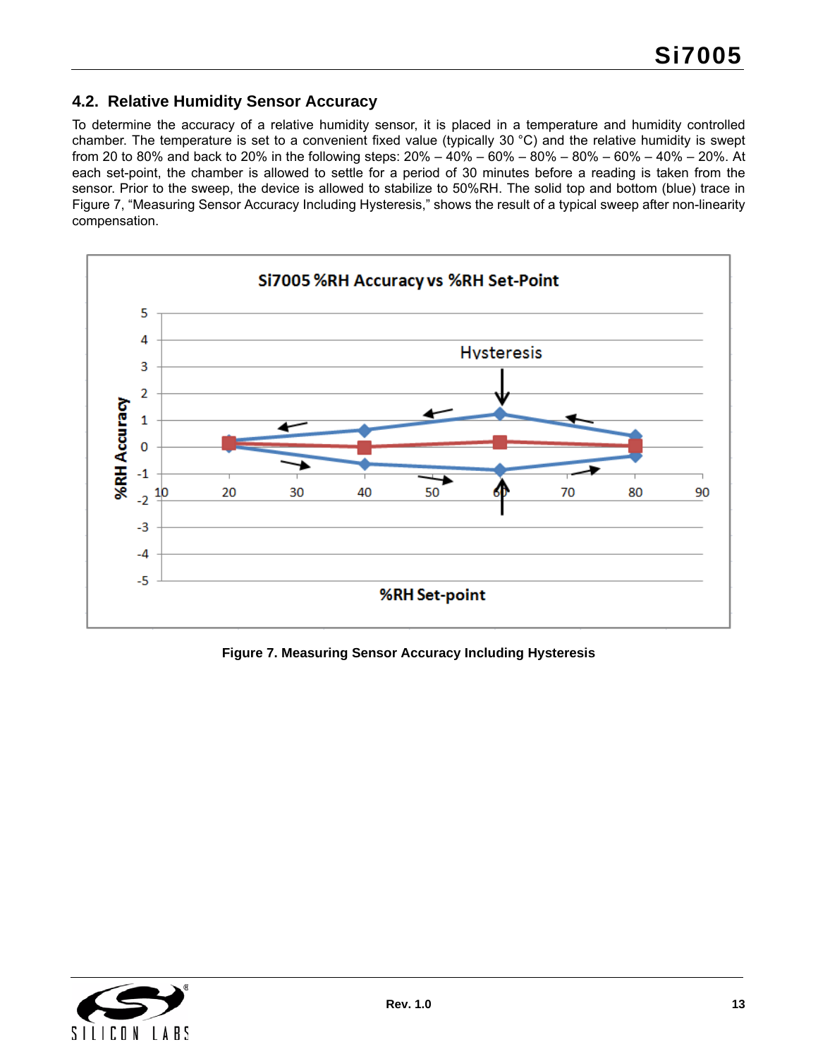## 4.2. Relative Humidity Sensor Accuracy

To determine the accuracy of a relative humidity sensor, it is placed in a temperature and humidity controlled chamber. The temperature is set to a convenient fixed value (typically 30 °C) and the relative humidity is swept from 20 to 80% and back to 20% in the following steps: 20% – 40% – 60% – 80% – 80% – 60% – 40% – 20%. At each set-point, the chamber is allowed to settle for a period of 30 minutes before a reading is taken from the sensor. Prior to the sweep, the device is allowed to stabilize to 50%RH. The solid top and bottom (blue) trace in Figure 7, "Measuring Sensor Accuracy Including Hysteresis," shows the result of a typical sweep after non-linearity compensation.

**Figure 7. Measuring Sensor Accuracy Including Hysteresis**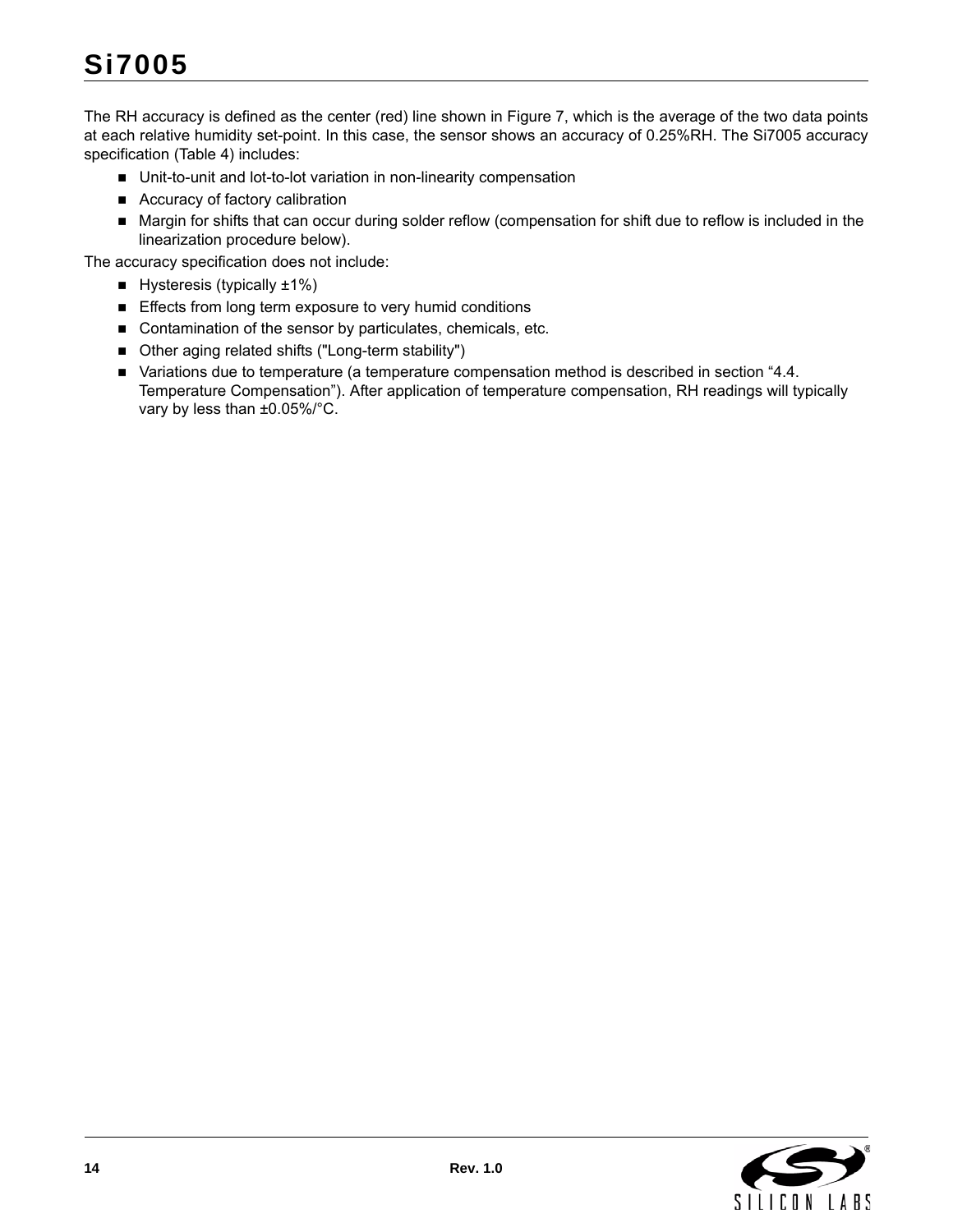The RH accuracy is defined as the center (red) line shown in Figure 7, which is the average of the two data points at each relative humidity set-point. In this case, the sensor shows an accuracy of 0.25%RH. The Si7005 accuracy specification (Table 4) includes:

- Unit-to-unit and lot-to-lot variation in non-linearity compensation
- Accuracy of factory calibration
- Margin for shifts that can occur during solder reflow (compensation for shift due to reflow is included in the linearization procedure below).

The accuracy specification does not include:

- Hysteresis (typically ±1%)
- Effects from long term exposure to very humid conditions
- Contamination of the sensor by particulates, chemicals, etc.
- Other aging related shifts ("Long-term stability")
- Variations due to temperature (a temperature compensation method is described in section "4.4. Temperature Compensation"). After application of temperature compensation, RH readings will typically vary by less than ±0.05%/°C.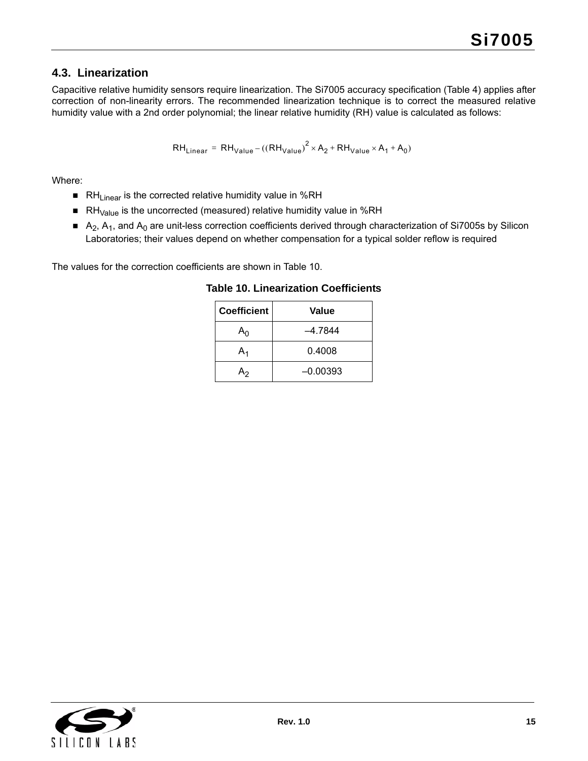## 4.3. Linearization

Capacitive relative humidity sensors require linearization. The Si7005 accuracy specification (Table 4) applies after correction of non-linearity errors. The recommended linearization technique is to correct the measured relative humidity value with a 2nd order polynomial; the linear relative humidity (RH) value is calculated as follows:

$$RH_{Linear} = RH_{Value} - ((RH_{Value})^2 \times A_2 + RH_{Value} \times A_1 + A_0)$$

Where:

- $RH_{Linear}$ is the corrected relative humidity value in %RH
- $RH_{Value}$ is the uncorrected (measured) relative humidity value in %RH
- $A_2$, $A_1$, and $A_0$ are unit-less correction coefficients derived through characterization of Si7005s by Silicon Laboratories; their values depend on whether compensation for a typical solder reflow is required

The values for the correction coefficients are shown in Table 10.

**Table 10. Linearization Coefficients**

| Coefficient | Value |
| --- | --- |
| $A_0$ | –4.7844 |
| $A_1$ | 0.4008 |
| $A_2$ | –0.00393 |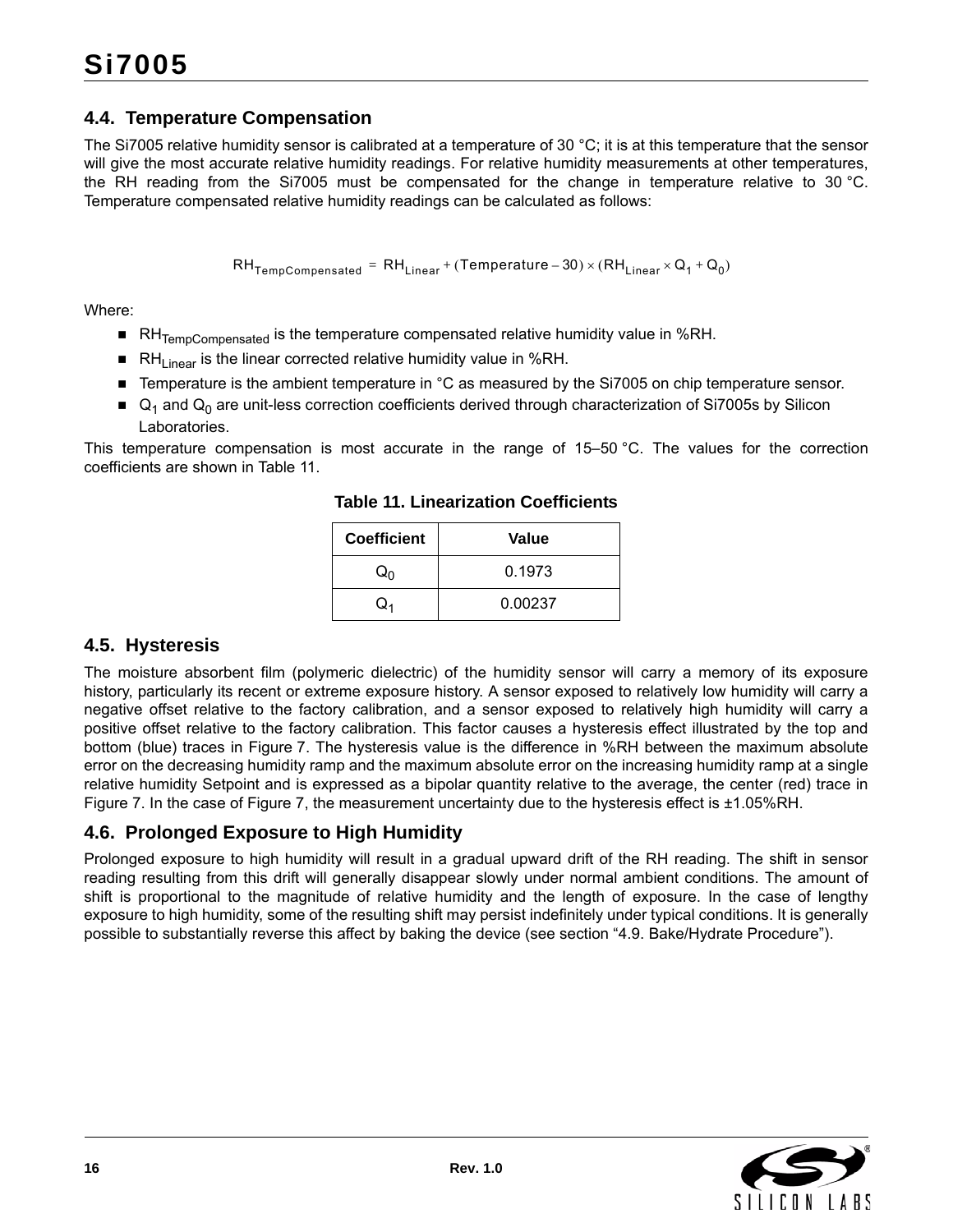## 4.4. Temperature Compensation

The Si7005 relative humidity sensor is calibrated at a temperature of 30 °C; it is at this temperature that the sensor will give the most accurate relative humidity readings. For relative humidity measurements at other temperatures, the RH reading from the Si7005 must be compensated for the change in temperature relative to 30 °C. Temperature compensated relative humidity readings can be calculated as follows:

$$RH_{TempCompensated} = RH_{Linear} + (Temperature - 30) \times (RH_{Linear} \times Q_1 + Q_0)$$

Where:

- $RH_{TempCompensated}$ is the temperature compensated relative humidity value in %RH.
- $RH_{Linear}$ is the linear corrected relative humidity value in %RH.
- Temperature is the ambient temperature in °C as measured by the Si7005 on chip temperature sensor.
- $Q_1$ and $Q_0$ are unit-less correction coefficients derived through characterization of Si7005s by Silicon Laboratories.

This temperature compensation is most accurate in the range of 15–50 °C. The values for the correction coefficients are shown in Table 11.

**Table 11. Linearization Coefficients**

| Coefficient | Value |
|---|---|
| $Q_0$ | 0.1973 |
| $Q_1$ | 0.00237 |

## 4.5. Hysteresis

The moisture absorbent film (polymeric dielectric) of the humidity sensor will carry a memory of its exposure history, particularly its recent or extreme exposure history. A sensor exposed to relatively low humidity will carry a negative offset relative to the factory calibration, and a sensor exposed to relatively high humidity will carry a positive offset relative to the factory calibration. This factor causes a hysteresis effect illustrated by the top and bottom (blue) traces in Figure 7. The hysteresis value is the difference in %RH between the maximum absolute error on the decreasing humidity ramp and the maximum absolute error on the increasing humidity ramp at a single relative humidity Setpoint and is expressed as a bipolar quantity relative to the average, the center (red) trace in Figure 7. In the case of Figure 7, the measurement uncertainty due to the hysteresis effect is ±1.05%RH.

## 4.6. Prolonged Exposure to High Humidity

Prolonged exposure to high humidity will result in a gradual upward drift of the RH reading. The shift in sensor reading resulting from this drift will generally disappear slowly under normal ambient conditions. The amount of shift is proportional to the magnitude of relative humidity and the length of exposure. In the case of lengthy exposure to high humidity, some of the resulting shift may persist indefinitely under typical conditions. It is generally possible to substantially reverse this affect by baking the device (see section "4.9. Bake/Hydrate Procedure").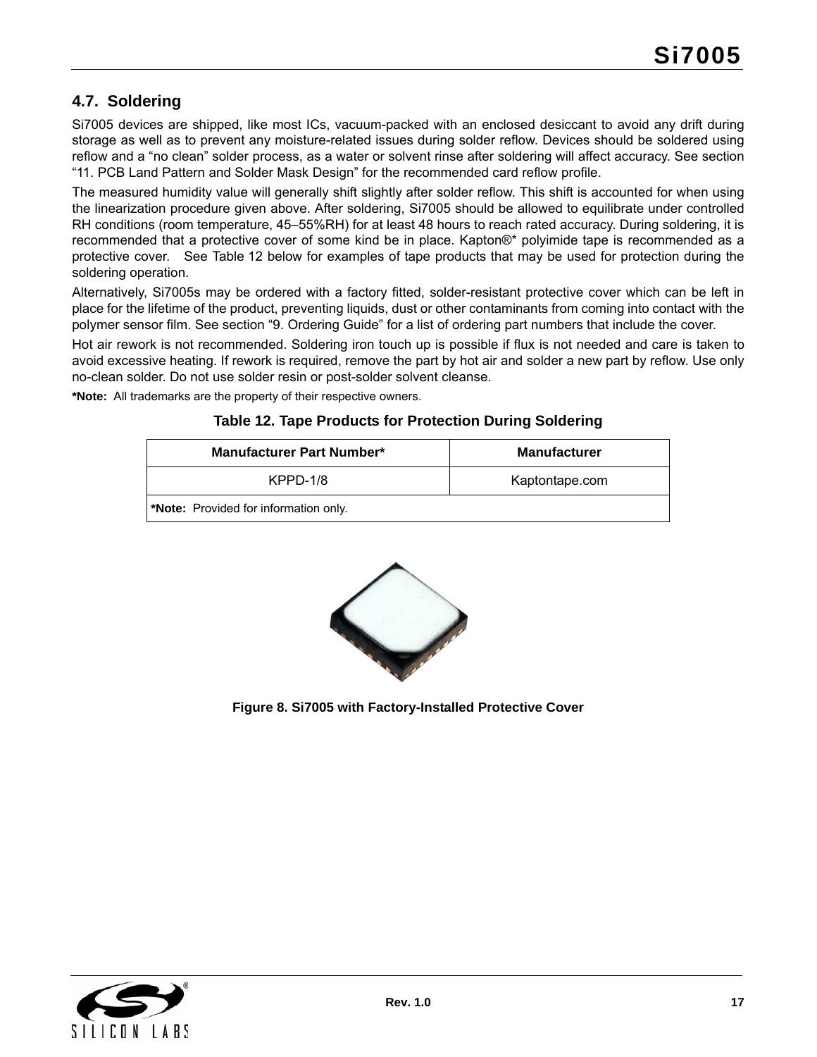### 4.7. Soldering

Si7005 devices are shipped, like most ICs, vacuum-packed with an enclosed desiccant to avoid any drift during storage as well as to prevent any moisture-related issues during solder reflow. Devices should be soldered using reflow and a "no clean" solder process, as a water or solvent rinse after soldering will affect accuracy. See section "11. PCB Land Pattern and Solder Mask Design" for the recommended card reflow profile.

The measured humidity value will generally shift slightly after solder reflow. This shift is accounted for when using the linearization procedure given above. After soldering, Si7005 should be allowed to equilibrate under controlled RH conditions (room temperature, 45–55%RH) for at least 48 hours to reach rated accuracy. During soldering, it is recommended that a protective cover of some kind be in place. Kapton®* polyimide tape is recommended as a protective cover. See Table 12 below for examples of tape products that may be used for protection during the soldering operation.

Alternatively, Si7005s may be ordered with a factory fitted, solder-resistant protective cover which can be left in place for the lifetime of the product, preventing liquids, dust or other contaminants from coming into contact with the polymer sensor film. See section "9. Ordering Guide" for a list of ordering part numbers that include the cover.

Hot air rework is not recommended. Soldering iron touch up is possible if flux is not needed and care is taken to avoid excessive heating. If rework is required, remove the part by hot air and solder a new part by reflow. Use only no-clean solder. Do not use solder resin or post-solder solvent cleanse.

**\*Note:** All trademarks are the property of their respective owners.

**Table 12. Tape Products for Protection During Soldering**

| Manufacturer Part Number* | Manufacturer |
|---|---|
| KPPD-1/8 | Kaptontape.com |
| **\*Note:** Provided for information only. | |

**Figure 8. Si7005 with Factory-Installed Protective Cover**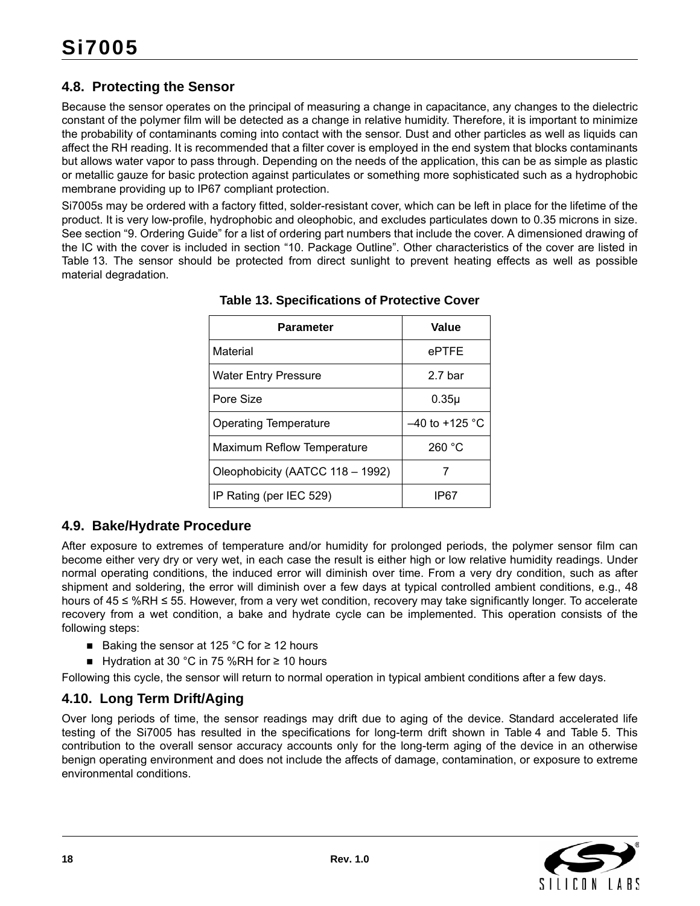## 4.8. Protecting the Sensor

Because the sensor operates on the principal of measuring a change in capacitance, any changes to the dielectric constant of the polymer film will be detected as a change in relative humidity. Therefore, it is important to minimize the probability of contaminants coming into contact with the sensor. Dust and other particles as well as liquids can affect the RH reading. It is recommended that a filter cover is employed in the end system that blocks contaminants but allows water vapor to pass through. Depending on the needs of the application, this can be as simple as plastic or metallic gauze for basic protection against particulates or something more sophisticated such as a hydrophobic membrane providing up to IP67 compliant protection.

Si7005s may be ordered with a factory fitted, solder-resistant cover, which can be left in place for the lifetime of the product. It is very low-profile, hydrophobic and oleophobic, and excludes particulates down to 0.35 microns in size. See section "9. Ordering Guide" for a list of ordering part numbers that include the cover. A dimensioned drawing of the IC with the cover is included in section "10. Package Outline". Other characteristics of the cover are listed in Table 13. The sensor should be protected from direct sunlight to prevent heating effects as well as possible material degradation.

**Table 13. Specifications of Protective Cover**

| Parameter | Value |
|---|---|
| Material | ePTFE |
| Water Entry Pressure | 2.7 bar |
| Pore Size | 0.35μ |
| Operating Temperature | –40 to +125 °C |
| Maximum Reflow Temperature | 260 °C |
| Oleophobicity (AATCC 118 – 1992) | 7 |
| IP Rating (per IEC 529) | IP67 |

## 4.9. Bake/Hydrate Procedure

After exposure to extremes of temperature and/or humidity for prolonged periods, the polymer sensor film can become either very dry or very wet, in each case the result is either high or low relative humidity readings. Under normal operating conditions, the induced error will diminish over time. From a very dry condition, such as after shipment and soldering, the error will diminish over a few days at typical controlled ambient conditions, e.g., 48 hours of 45 ≤ %RH ≤ 55. However, from a very wet condition, recovery may take significantly longer. To accelerate recovery from a wet condition, a bake and hydrate cycle can be implemented. This operation consists of the following steps:

- Baking the sensor at 125 °C for ≥ 12 hours
- Hydration at 30 °C in 75 %RH for ≥ 10 hours

Following this cycle, the sensor will return to normal operation in typical ambient conditions after a few days.

## 4.10. Long Term Drift/Aging

Over long periods of time, the sensor readings may drift due to aging of the device. Standard accelerated life testing of the Si7005 has resulted in the specifications for long-term drift shown in Table 4 and Table 5. This contribution to the overall sensor accuracy accounts only for the long-term aging of the device in an otherwise benign operating environment and does not include the affects of damage, contamination, or exposure to extreme environmental conditions.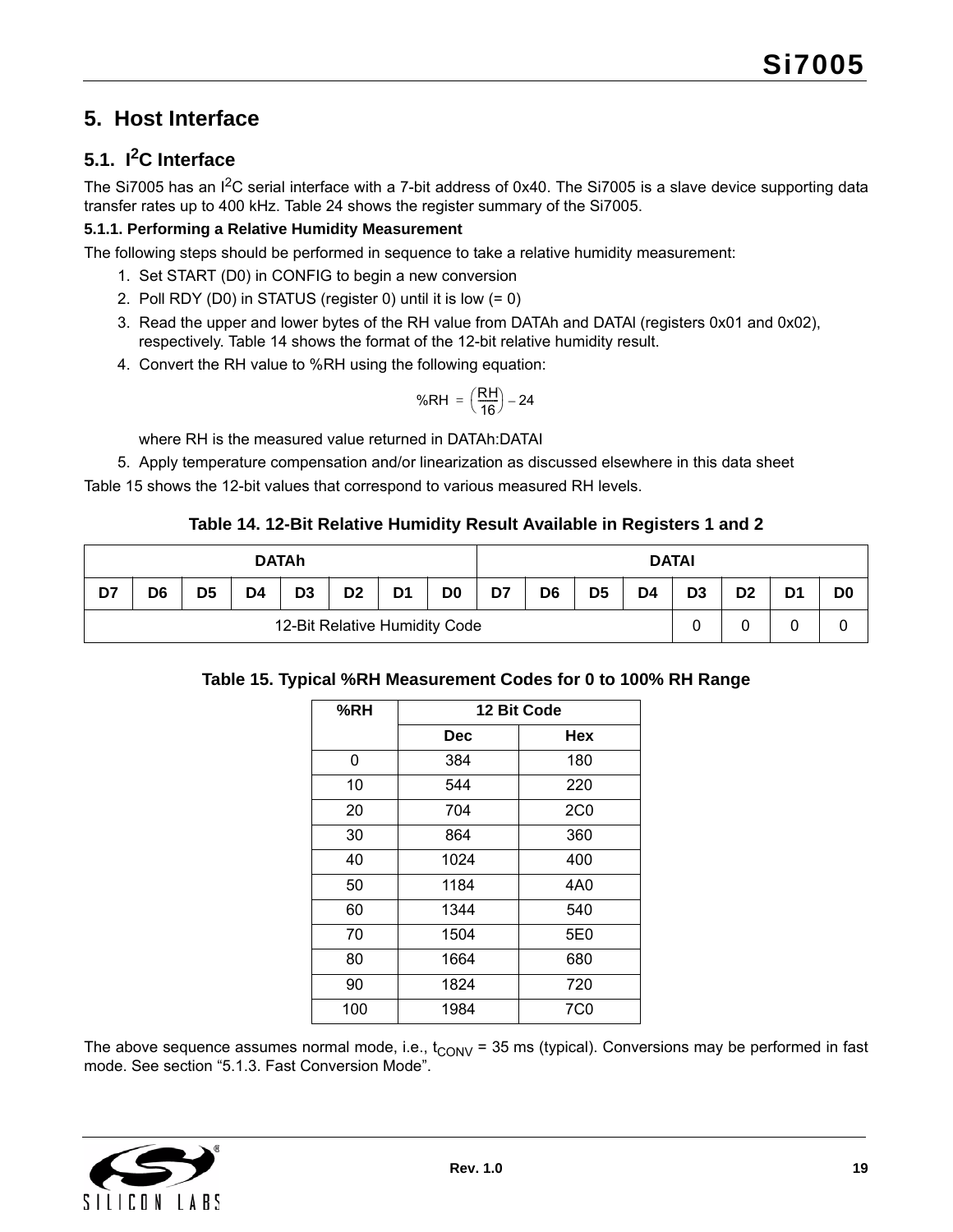## 5. Host Interface

### 5.1. $I^2C$ Interface

The Si7005 has an $I^2C$ serial interface with a 7-bit address of 0x40. The Si7005 is a slave device supporting data transfer rates up to 400 kHz. Table 24 shows the register summary of the Si7005.

#### 5.1.1. Performing a Relative Humidity Measurement

The following steps should be performed in sequence to take a relative humidity measurement:

1. Set START (D0) in CONFIG to begin a new conversion
2. Poll RDY (D0) in STATUS (register 0) until it is low (= 0)
3. Read the upper and lower bytes of the RH value from DATAh and DATAl (registers 0x01 and 0x02), respectively. Table 14 shows the format of the 12-bit relative humidity result.
4. Convert the RH value to %RH using the following equation:

$$\%RH = \left(\frac{RH}{16}\right) - 24$$

   where RH is the measured value returned in DATAh:DATAl
5. Apply temperature compensation and/or linearization as discussed elsewhere in this data sheet

Table 15 shows the 12-bit values that correspond to various measured RH levels.

**Table 14. 12-Bit Relative Humidity Result Available in Registers 1 and 2**

| DATAh | | | | | | | | DATAl | | | | | | | |
|---|---|---|---|---|---|---|---|---|---|---|---|---|---|---|---|
| D7 | D6 | D5 | D4 | D3 | D2 | D1 | D0 | D7 | D6 | D5 | D4 | D3 | D2 | D1 | D0 |
| 12-Bit Relative Humidity Code | | | | | | | | | | | | 0 | 0 | 0 | 0 |

**Table 15. Typical %RH Measurement Codes for 0 to 100% RH Range**

| %RH | 12 Bit Code | |
|---|---|---|
| | Dec | Hex |
| 0 | 384 | 180 |
| 10 | 544 | 220 |
| 20 | 704 | 2C0 |
| 30 | 864 | 360 |
| 40 | 1024 | 400 |
| 50 | 1184 | 4A0 |
| 60 | 1344 | 540 |
| 70 | 1504 | 5E0 |
| 80 | 1664 | 680 |
| 90 | 1824 | 720 |
| 100 | 1984 | 7C0 |

The above sequence assumes normal mode, i.e., $t_{CONV}$ = 35 ms (typical). Conversions may be performed in fast mode. See section "5.1.3. Fast Conversion Mode".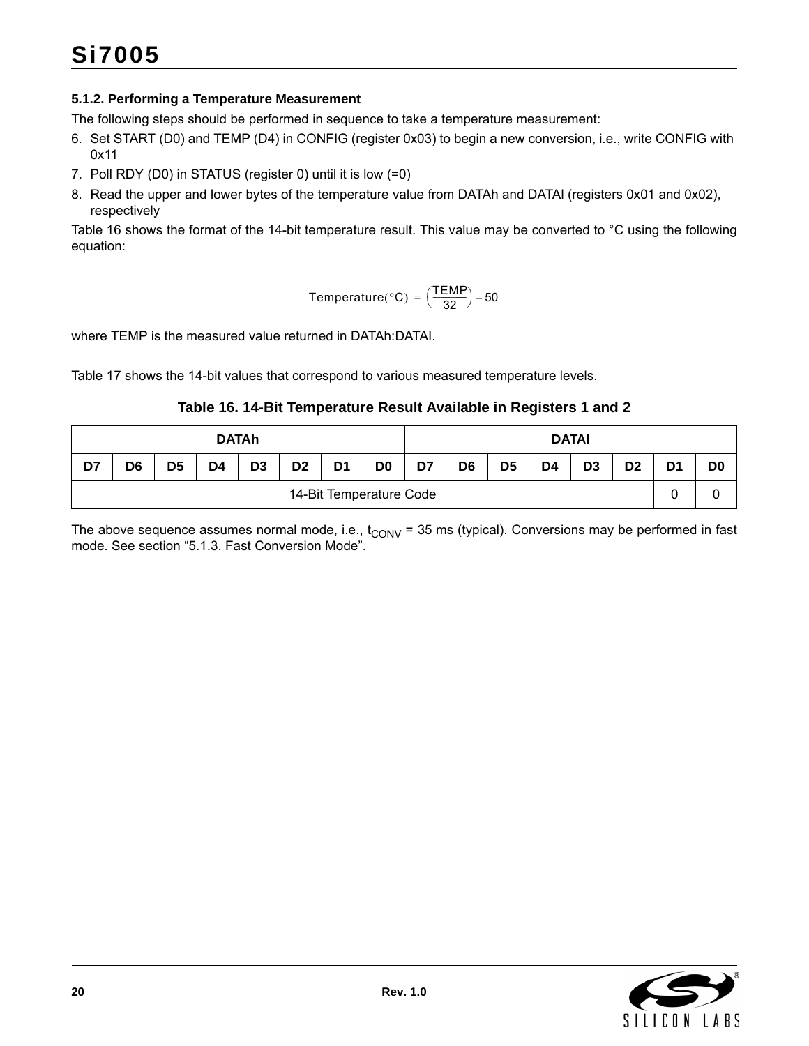#### 5.1.2. Performing a Temperature Measurement

The following steps should be performed in sequence to take a temperature measurement:

6. Set START (D0) and TEMP (D4) in CONFIG (register 0x03) to begin a new conversion, i.e., write CONFIG with 0x11
7. Poll RDY (D0) in STATUS (register 0) until it is low (=0)
8. Read the upper and lower bytes of the temperature value from DATAh and DATAl (registers 0x01 and 0x02), respectively

Table 16 shows the format of the 14-bit temperature result. This value may be converted to °C using the following equation:

$$\text{Temperature}(°\text{C}) = \left(\frac{\text{TEMP}}{32}\right) - 50$$

where TEMP is the measured value returned in DATAh:DATAl.

Table 17 shows the 14-bit values that correspond to various measured temperature levels.

**Table 16. 14-Bit Temperature Result Available in Registers 1 and 2**

| DATAh | | | | | | | | DATAl | | | | | | | |
|---|---|---|---|---|---|---|---|---|---|---|---|---|---|---|---|
| D7 | D6 | D5 | D4 | D3 | D2 | D1 | D0 | D7 | D6 | D5 | D4 | D3 | D2 | D1 | D0 |
| 14-Bit Temperature Code | | | | | | | | | | | | | | 0 | 0 |

The above sequence assumes normal mode, i.e., $t_{CONV}$ = 35 ms (typical). Conversions may be performed in fast mode. See section “5.1.3. Fast Conversion Mode”.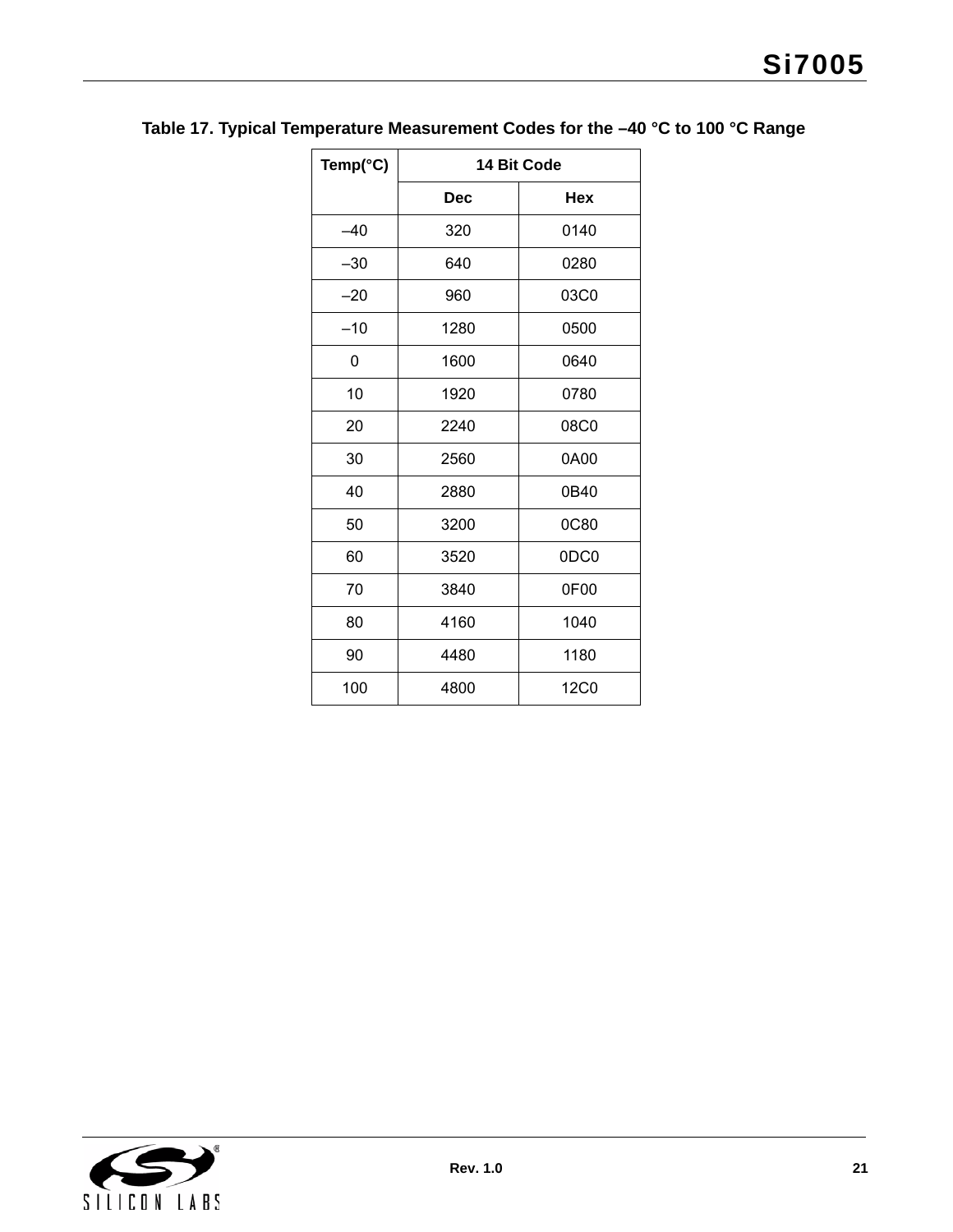**Table 17. Typical Temperature Measurement Codes for the –40 °C to 100 °C Range**

| Temp(°C) | 14 Bit Code | |
|---|---|---|
| | Dec | Hex |
| –40 | 320 | 0140 |
| –30 | 640 | 0280 |
| –20 | 960 | 03C0 |
| –10 | 1280 | 0500 |
| 0 | 1600 | 0640 |
| 10 | 1920 | 0780 |
| 20 | 2240 | 08C0 |
| 30 | 2560 | 0A00 |
| 40 | 2880 | 0B40 |
| 50 | 3200 | 0C80 |
| 60 | 3520 | 0DC0 |
| 70 | 3840 | 0F00 |
| 80 | 4160 | 1040 |
| 90 | 4480 | 1180 |
| 100 | 4800 | 12C0 |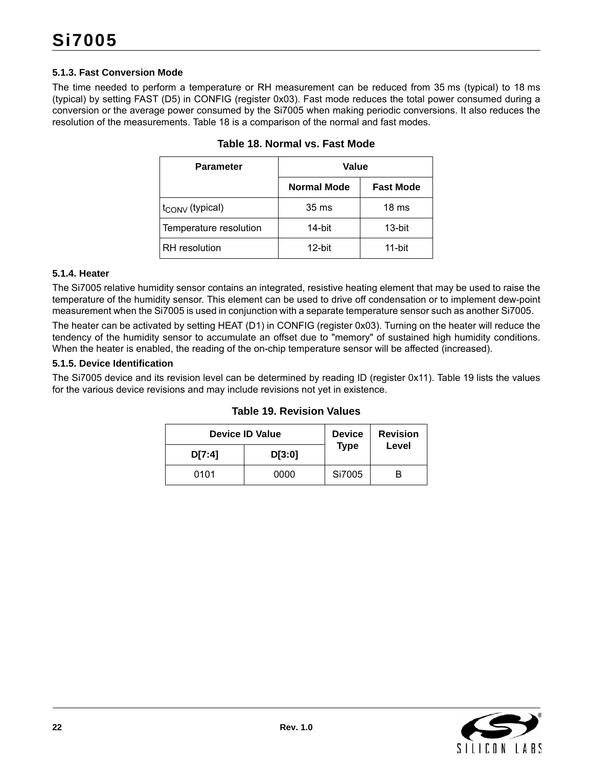### 5.1.3. Fast Conversion Mode

The time needed to perform a temperature or RH measurement can be reduced from 35 ms (typical) to 18 ms (typical) by setting FAST (D5) in CONFIG (register 0x03). Fast mode reduces the total power consumed during a conversion or the average power consumed by the Si7005 when making periodic conversions. It also reduces the resolution of the measurements. Table 18 is a comparison of the normal and fast modes.

**Table 18. Normal vs. Fast Mode**

| Parameter | Value | |
|---|---|---|
| | **Normal Mode** | **Fast Mode** |
| $t_{CONV}$ (typical) | 35 ms | 18 ms |
| Temperature resolution | 14-bit | 13-bit |
| RH resolution | 12-bit | 11-bit |

### 5.1.4. Heater

The Si7005 relative humidity sensor contains an integrated, resistive heating element that may be used to raise the temperature of the humidity sensor. This element can be used to drive off condensation or to implement dew-point measurement when the Si7005 is used in conjunction with a separate temperature sensor such as another Si7005.

The heater can be activated by setting HEAT (D1) in CONFIG (register 0x03). Turning on the heater will reduce the tendency of the humidity sensor to accumulate an offset due to "memory" of sustained high humidity conditions. When the heater is enabled, the reading of the on-chip temperature sensor will be affected (increased).

### 5.1.5. Device Identification

The Si7005 device and its revision level can be determined by reading ID (register 0x11). Table 19 lists the values for the various device revisions and may include revisions not yet in existence.

**Table 19. Revision Values**

| Device ID Value | | Device Type | Revision Level |
|---|---|---|---|
| **D[7:4]** | **D[3:0]** | | |
| 0101 | 0000 | Si7005 | B |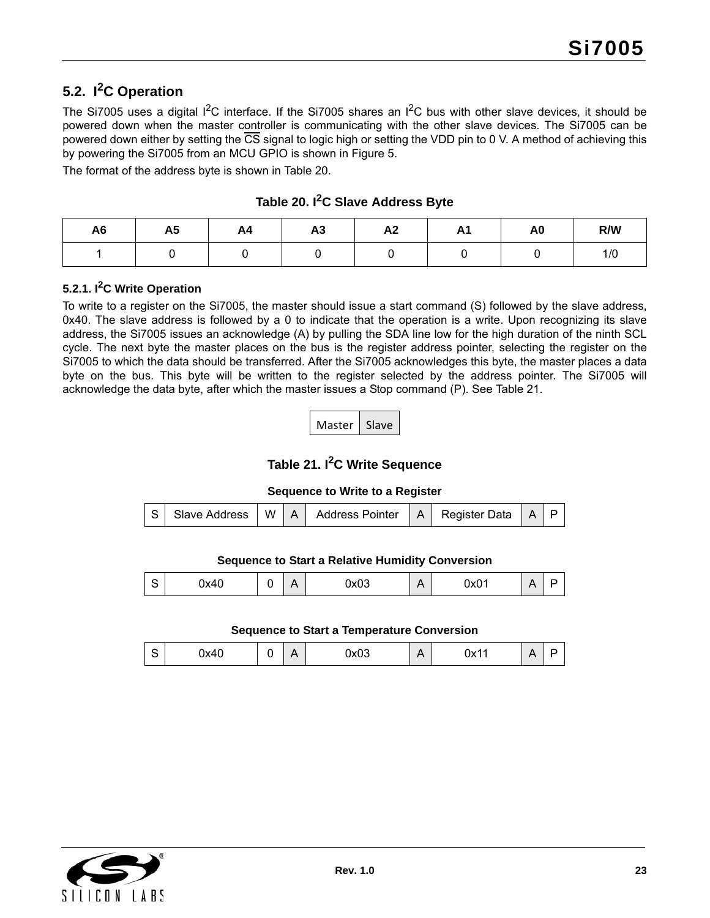## 5.2. I²C Operation

The Si7005 uses a digital I²C interface. If the Si7005 shares an I²C bus with other slave devices, it should be powered down when the master controller is communicating with the other slave devices. The Si7005 can be powered down either by setting the $\overline{CS}$ signal to logic high or setting the VDD pin to 0 V. A method of achieving this by powering the Si7005 from an MCU GPIO is shown in Figure 5.

The format of the address byte is shown in Table 20.

**Table 20. I²C Slave Address Byte**

| A6 | A5 | A4 | A3 | A2 | A1 | A0 | R/W |
|---|---|---|---|---|---|---|---|
| 1 | 0 | 0 | 0 | 0 | 0 | 0 | 1/0 |

### 5.2.1. I²C Write Operation

To write to a register on the Si7005, the master should issue a start command (S) followed by the slave address, 0x40. The slave address is followed by a 0 to indicate that the operation is a write. Upon recognizing its slave address, the Si7005 issues an acknowledge (A) by pulling the SDA line low for the high duration of the ninth SCL cycle. The next byte the master places on the bus is the register address pointer, selecting the register on the Si7005 to which the data should be transferred. After the Si7005 acknowledges this byte, the master places a data byte on the bus. This byte will be written to the register selected by the address pointer. The Si7005 will acknowledge the data byte, after which the master issues a Stop command (P). See Table 21.

| Master | Slave |
|---|---|

**Table 21. I²C Write Sequence**

**Sequence to Write to a Register**

| S | Slave Address | W | A | Address Pointer | A | Register Data | A | P |
|---|---|---|---|---|---|---|---|---|

**Sequence to Start a Relative Humidity Conversion**

| S | 0x40 | 0 | A | 0x03 | A | 0x01 | A | P |
|---|---|---|---|---|---|---|---|---|

**Sequence to Start a Temperature Conversion**

| S | 0x40 | 0 | A | 0x03 | A | 0x11 | A | P |
|---|---|---|---|---|---|---|---|---|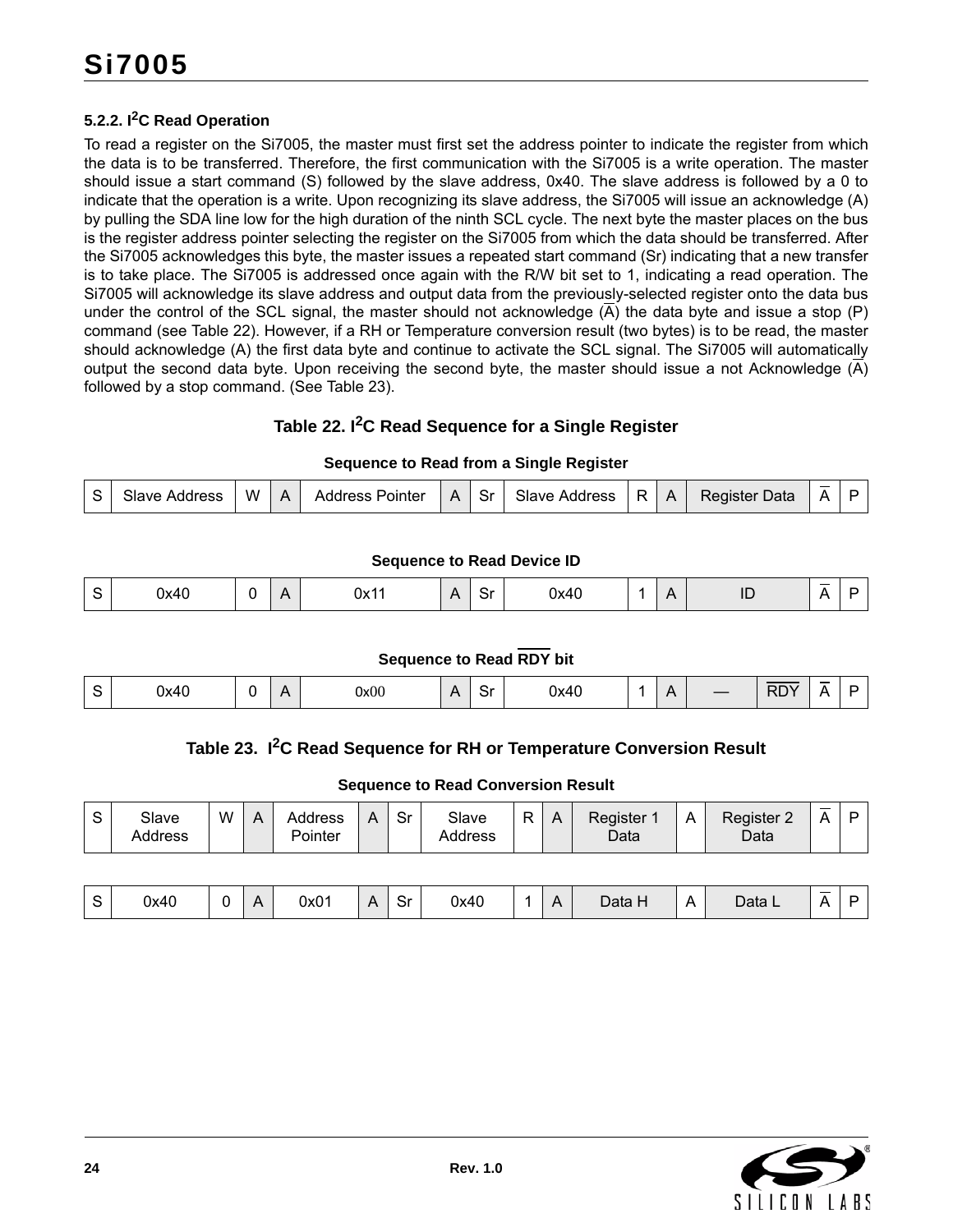### 5.2.2. I$^2$C Read Operation

To read a register on the Si7005, the master must first set the address pointer to indicate the register from which the data is to be transferred. Therefore, the first communication with the Si7005 is a write operation. The master should issue a start command (S) followed by the slave address, 0x40. The slave address is followed by a 0 to indicate that the operation is a write. Upon recognizing its slave address, the Si7005 will issue an acknowledge (A) by pulling the SDA line low for the high duration of the ninth SCL cycle. The next byte the master places on the bus is the register address pointer selecting the register on the Si7005 from which the data should be transferred. After the Si7005 acknowledges this byte, the master issues a repeated start command (Sr) indicating that a new transfer is to take place. The Si7005 is addressed once again with the R/W bit set to 1, indicating a read operation. The Si7005 will acknowledge its slave address and output data from the previously-selected register onto the data bus under the control of the SCL signal, the master should not acknowledge ($\overline{A}$) the data byte and issue a stop (P) command (see Table 22). However, if a RH or Temperature conversion result (two bytes) is to be read, the master should acknowledge (A) the first data byte and continue to activate the SCL signal. The Si7005 will automatically output the second data byte. Upon receiving the second byte, the master should issue a not Acknowledge ($\overline{A}$) followed by a stop command. (See Table 23).

**Table 22. I$^2$C Read Sequence for a Single Register**

**Sequence to Read from a Single Register**

| S | Slave Address | W | A | Address Pointer | A | Sr | Slave Address | R | A | Register Data | $\overline{A}$ | P |
|---|---|---|---|---|---|---|---|---|---|---|---|---|

**Sequence to Read Device ID**

| S | 0x40 | 0 | A | 0x11 | A | Sr | 0x40 | 1 | A | ID | $\overline{A}$ | P |
|---|---|---|---|---|---|---|---|---|---|---|---|---|

**Sequence to Read $\overline{RDY}$ bit**

| S | 0x40 | 0 | A | 0x00 | A | Sr | 0x40 | 1 | A | — | $\overline{RDY}$ | $\overline{A}$ | P |
|---|---|---|---|---|---|---|---|---|---|---|---|---|---|

**Table 23. I$^2$C Read Sequence for RH or Temperature Conversion Result**

**Sequence to Read Conversion Result**

| S | Slave Address | W | A | Address Pointer | A | Sr | Slave Address | R | A | Register 1 Data | A | Register 2 Data | $\overline{A}$ | P |
|---|---|---|---|---|---|---|---|---|---|---|---|---|---|---|

| S | 0x40 | 0 | A | 0x01 | A | Sr | 0x40 | 1 | A | Data H | A | Data L | $\overline{A}$ | P |
|---|---|---|---|---|---|---|---|---|---|---|---|---|---|---|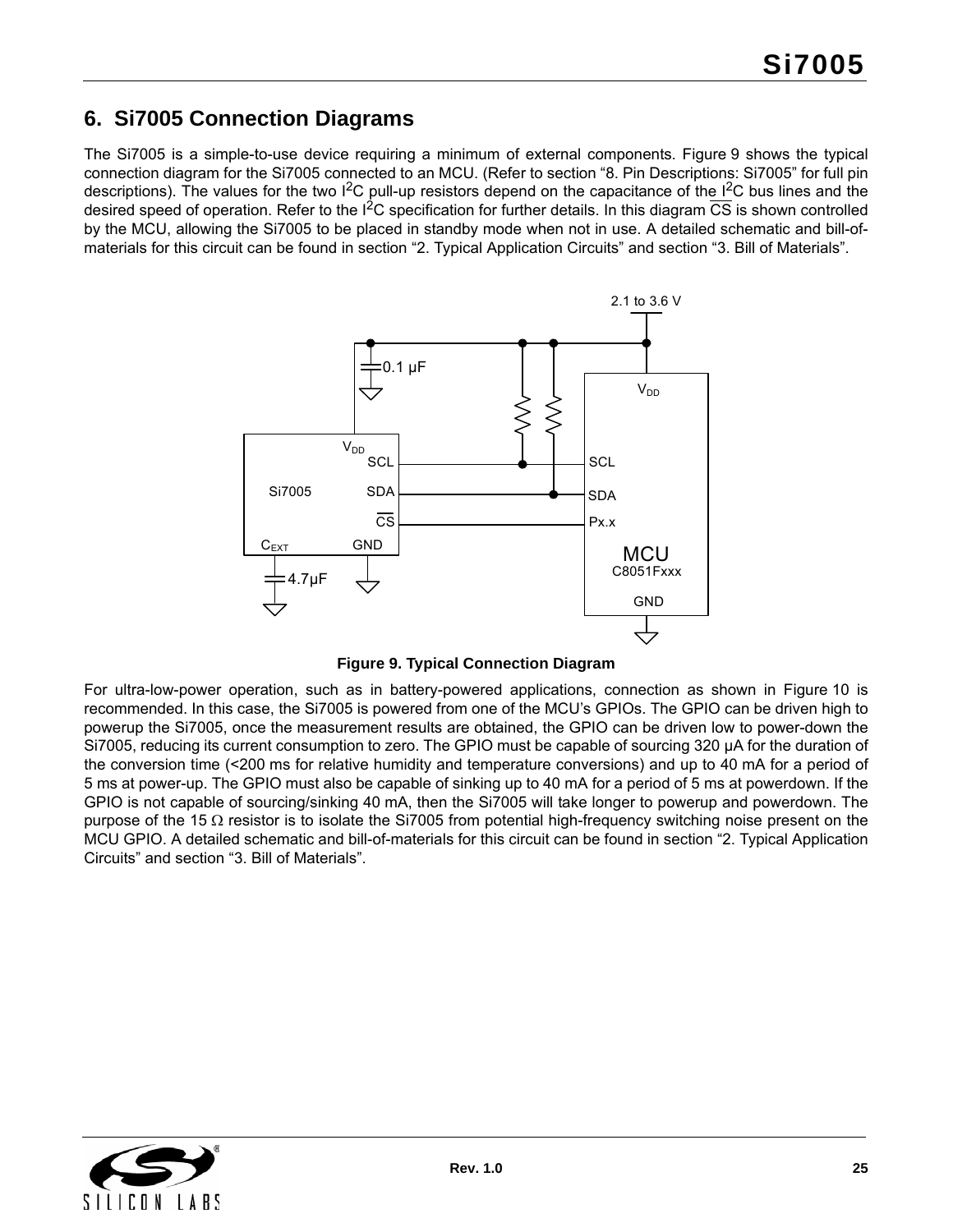## 6. Si7005 Connection Diagrams

The Si7005 is a simple-to-use device requiring a minimum of external components. Figure 9 shows the typical connection diagram for the Si7005 connected to an MCU. (Refer to section “8. Pin Descriptions: Si7005” for full pin descriptions). The values for the two $I^2C$ pull-up resistors depend on the capacitance of the $I^2C$ bus lines and the desired speed of operation. Refer to the $I^2C$ specification for further details. In this diagram $\overline{CS}$ is shown controlled by the MCU, allowing the Si7005 to be placed in standby mode when not in use. A detailed schematic and bill-of-materials for this circuit can be found in section “2. Typical Application Circuits” and section “3. Bill of Materials”.

**Figure 9. Typical Connection Diagram**

For ultra-low-power operation, such as in battery-powered applications, connection as shown in Figure 10 is recommended. In this case, the Si7005 is powered from one of the MCU’s GPIOs. The GPIO can be driven high to powerup the Si7005, once the measurement results are obtained, the GPIO can be driven low to power-down the Si7005, reducing its current consumption to zero. The GPIO must be capable of sourcing 320 µA for the duration of the conversion time (<200 ms for relative humidity and temperature conversions) and up to 40 mA for a period of 5 ms at power-up. The GPIO must also be capable of sinking up to 40 mA for a period of 5 ms at powerdown. If the GPIO is not capable of sourcing/sinking 40 mA, then the Si7005 will take longer to powerup and powerdown. The purpose of the 15 Ω resistor is to isolate the Si7005 from potential high-frequency switching noise present on the MCU GPIO. A detailed schematic and bill-of-materials for this circuit can be found in section “2. Typical Application Circuits” and section “3. Bill of Materials”.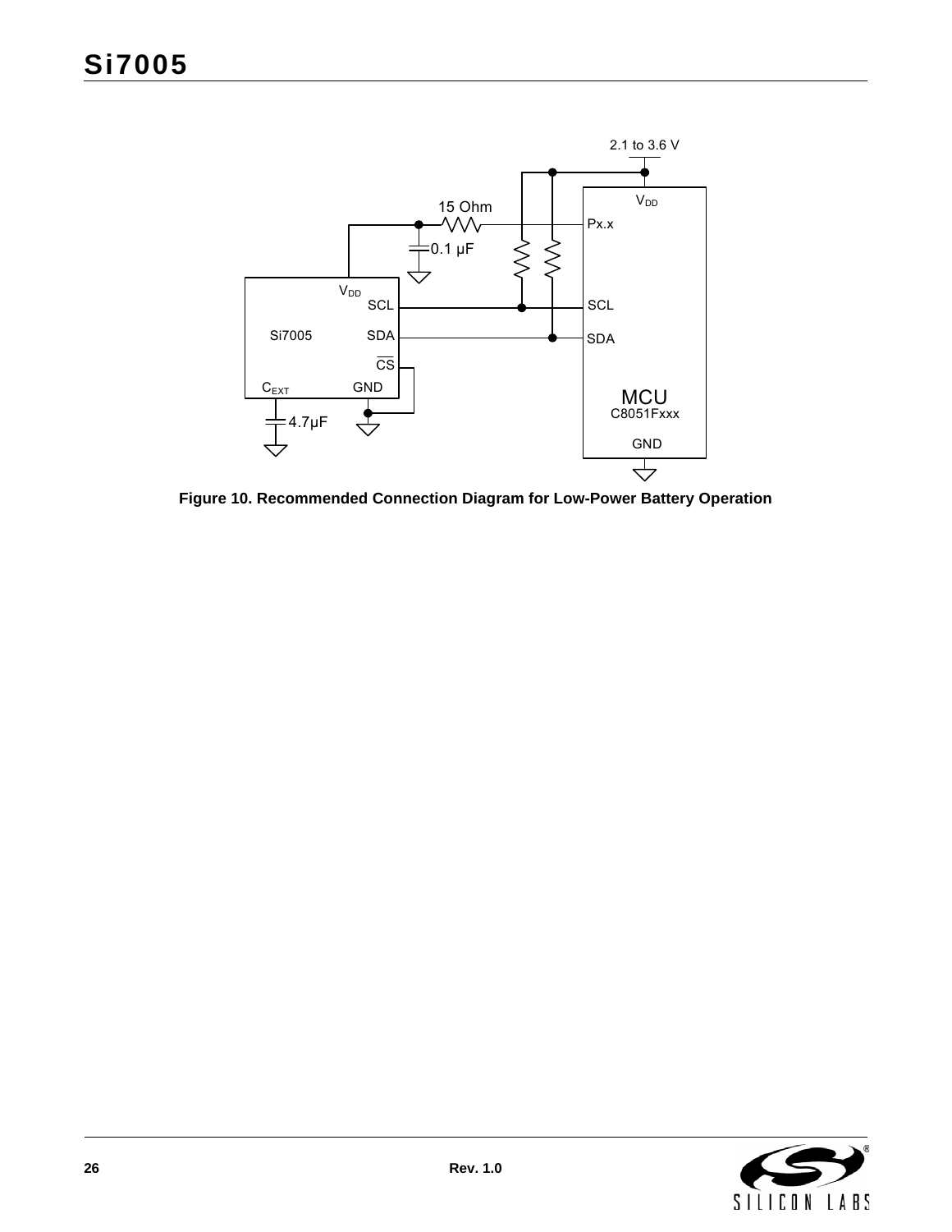Figure 10. Recommended Connection Diagram for Low-Power Battery Operation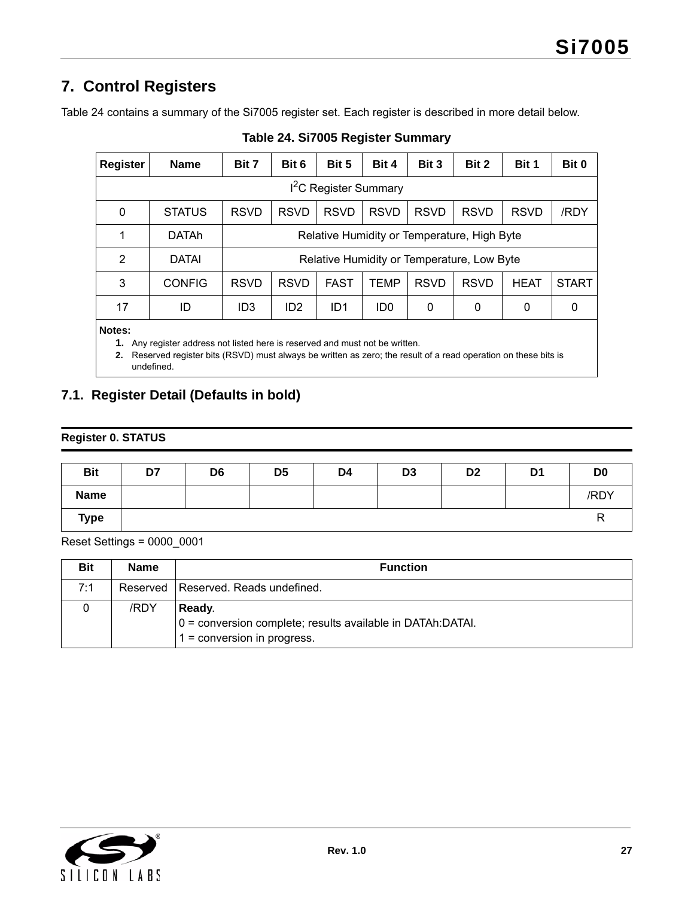# 7. Control Registers

Table 24 contains a summary of the Si7005 register set. Each register is described in more detail below.

**Table 24. Si7005 Register Summary**

| Register | Name | Bit 7 | Bit 6 | Bit 5 | Bit 4 | Bit 3 | Bit 2 | Bit 1 | Bit 0 |
|---|---|---|---|---|---|---|---|---|---|
| $I^2C$ Register Summary | | | | | | | | | |
| 0 | STATUS | RSVD | RSVD | RSVD | RSVD | RSVD | RSVD | RSVD | /RDY |
| 1 | DATAh | Relative Humidity or Temperature, High Byte | | | | | | | |
| 2 | DATAl | Relative Humidity or Temperature, Low Byte | | | | | | | |
| 3 | CONFIG | RSVD | RSVD | FAST | TEMP | RSVD | RSVD | HEAT | START |
| 17 | ID | ID3 | ID2 | ID1 | ID0 | 0 | 0 | 0 | 0 |

**Notes:**
1. Any register address not listed here is reserved and must not be written.
2. Reserved register bits (RSVD) must always be written as zero; the result of a read operation on these bits is undefined.

## 7.1. Register Detail (Defaults in bold)

**Register 0. STATUS**

| Bit | D7 | D6 | D5 | D4 | D3 | D2 | D1 | D0 |
|---|---|---|---|---|---|---|---|---|
| Name | | | | | | | | /RDY |
| Type | | | | | | | | R |

Reset Settings = 0000_0001

| Bit | Name | Function |
|---|---|---|
| 7:1 | Reserved | Reserved. Reads undefined. |
| 0 | /RDY | **Ready**.<br>0 = conversion complete; results available in DATAh:DATAl.<br>1 = conversion in progress. |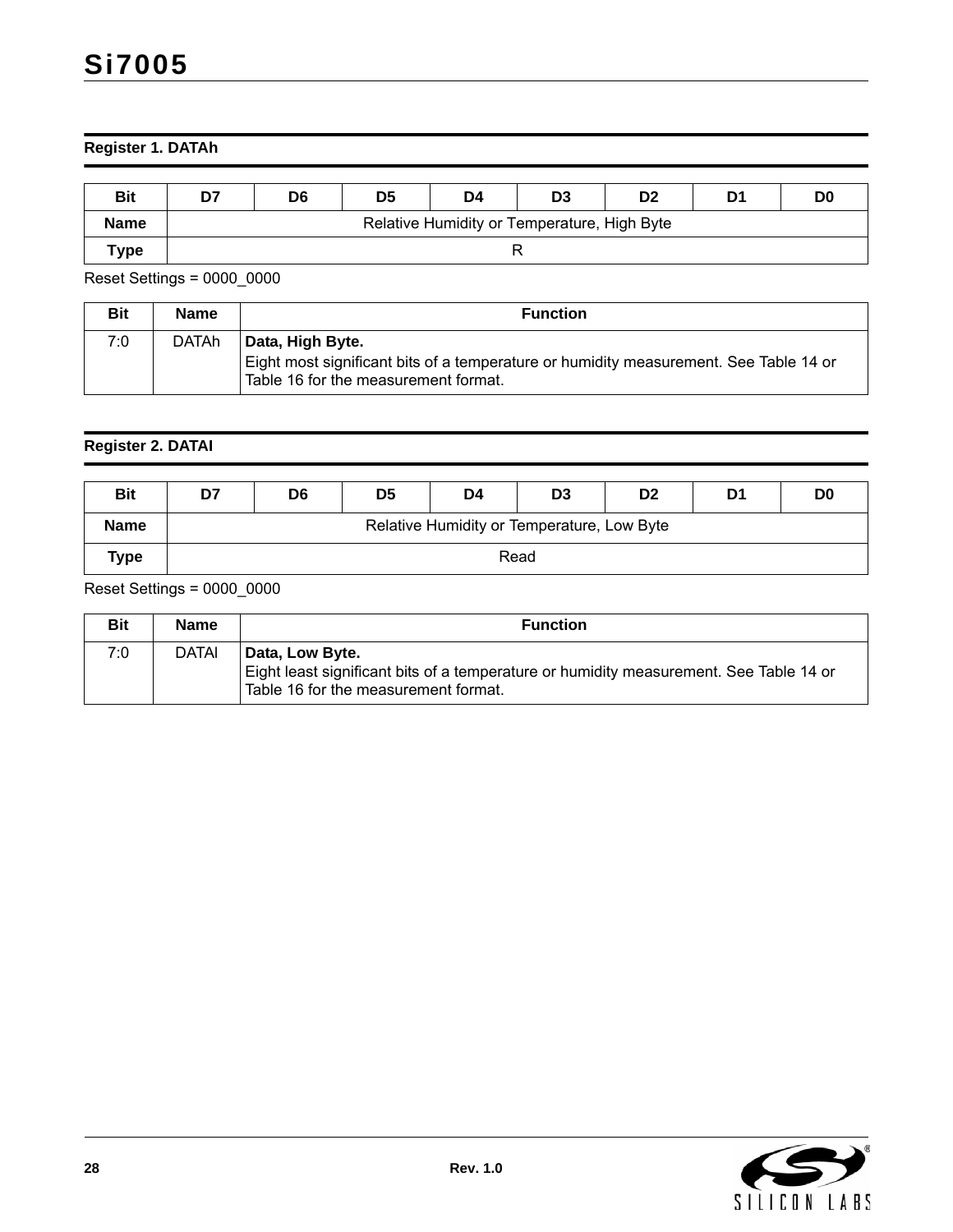### Register 1. DATAh

| Bit | D7 | D6 | D5 | D4 | D3 | D2 | D1 | D0 |
|---|---|---|---|---|---|---|---|---|
| Name | Relative Humidity or Temperature, High Byte | | | | | | | |
| Type | R | | | | | | | |

Reset Settings = 0000_0000

| Bit | Name | Function |
|---|---|---|
| 7:0 | DATAh | **Data, High Byte.**<br>Eight most significant bits of a temperature or humidity measurement. See Table 14 or Table 16 for the measurement format. |

### Register 2. DATAl

| Bit | D7 | D6 | D5 | D4 | D3 | D2 | D1 | D0 |
|---|---|---|---|---|---|---|---|---|
| Name | Relative Humidity or Temperature, Low Byte | | | | | | | |
| Type | Read | | | | | | | |

Reset Settings = 0000_0000

| Bit | Name | Function |
|---|---|---|
| 7:0 | DATAl | **Data, Low Byte.**<br>Eight least significant bits of a temperature or humidity measurement. See Table 14 or Table 16 for the measurement format. |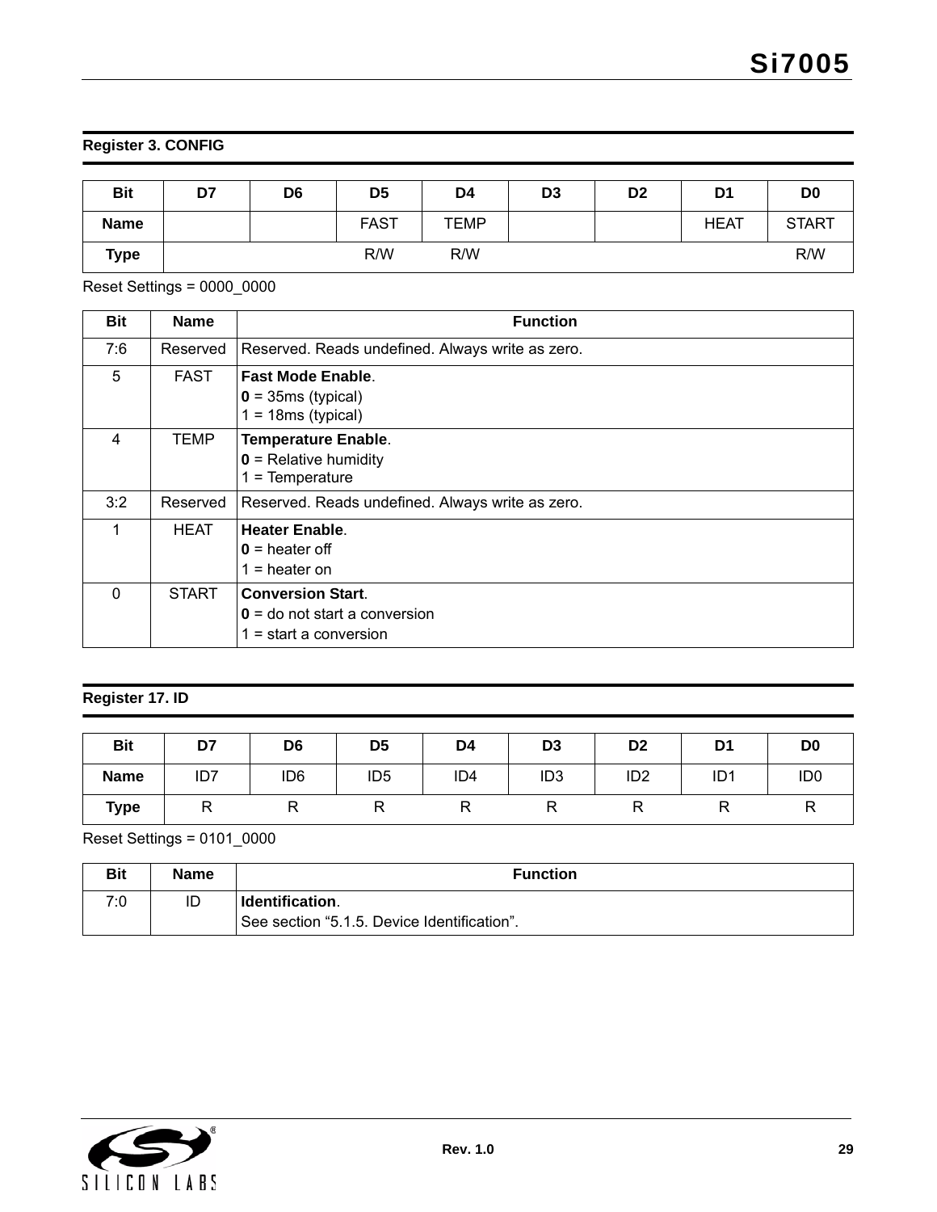## Register 3. CONFIG

| Bit | D7 | D6 | D5 | D4 | D3 | D2 | D1 | D0 |
|---|---|---|---|---|---|---|---|---|
| **Name** | | | FAST | TEMP | | | HEAT | START |
| **Type** | | | R/W | R/W | | | | R/W |

Reset Settings = 0000_0000

| Bit | Name | Function |
|---|---|---|
| 7:6 | Reserved | Reserved. Reads undefined. Always write as zero. |
| 5 | FAST | **Fast Mode Enable**.<br>**0** = 35ms (typical)<br>1 = 18ms (typical) |
| 4 | TEMP | **Temperature Enable**.<br>**0** = Relative humidity<br>1 = Temperature |
| 3:2 | Reserved | Reserved. Reads undefined. Always write as zero. |
| 1 | HEAT | **Heater Enable**.<br>**0** = heater off<br>1 = heater on |
| 0 | START | **Conversion Start**.<br>**0** = do not start a conversion<br>1 = start a conversion |

## Register 17. ID

| Bit | D7 | D6 | D5 | D4 | D3 | D2 | D1 | D0 |
|---|---|---|---|---|---|---|---|---|
| **Name** | ID7 | ID6 | ID5 | ID4 | ID3 | ID2 | ID1 | ID0 |
| **Type** | R | R | R | R | R | R | R | R |

Reset Settings = 0101_0000

| Bit | Name | Function |
|---|---|---|
| 7:0 | ID | **Identification**.<br>See section "5.1.5. Device Identification". |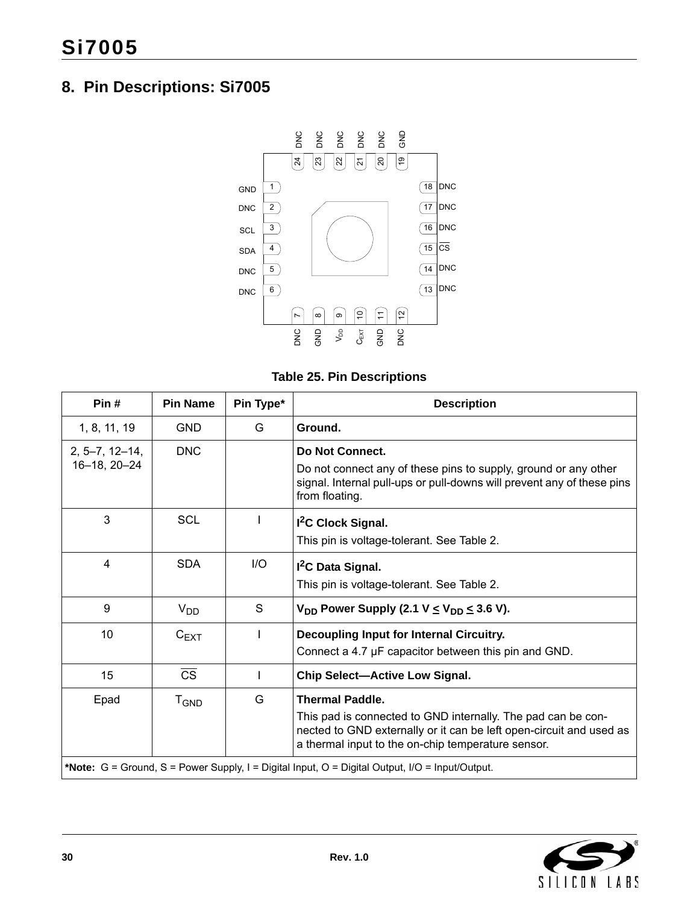## 8. Pin Descriptions: Si7005

**Table 25. Pin Descriptions**

| Pin # | Pin Name | Pin Type* | Description |
|---|---|---|---|
| 1, 8, 11, 19 | GND | G | **Ground.** |
| 2, 5–7, 12–14, 16–18, 20–24 | DNC | | **Do Not Connect.** Do not connect any of these pins to supply, ground or any other signal. Internal pull-ups or pull-downs will prevent any of these pins from floating. |
| 3 | SCL | I | **$I^2C$ Clock Signal.** This pin is voltage-tolerant. See Table 2. |
| 4 | SDA | I/O | **$I^2C$ Data Signal.** This pin is voltage-tolerant. See Table 2. |
| 9 | $V_{DD}$ | S | **$V_{DD}$ Power Supply (2.1 V $\leq V_{DD} \leq$ 3.6 V).** |
| 10 | $C_{EXT}$ | I | **Decoupling Input for Internal Circuitry.** Connect a 4.7 µF capacitor between this pin and GND. |
| 15 | $\overline{CS}$ | I | **Chip Select—Active Low Signal.** |
| Epad | $T_{GND}$ | G | **Thermal Paddle.** This pad is connected to GND internally. The pad can be connected to GND externally or it can be left open-circuit and used as a thermal input to the on-chip temperature sensor. |

***Note:** G = Ground, S = Power Supply, I = Digital Input, O = Digital Output, I/O = Input/Output.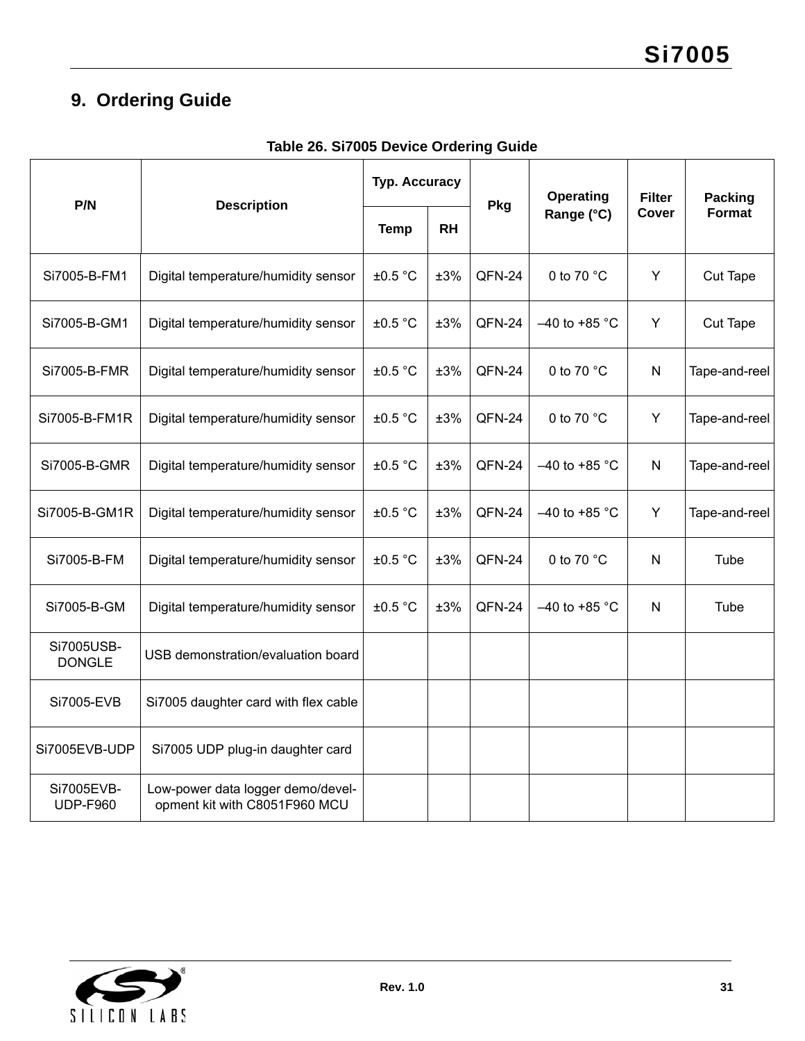## 9. Ordering Guide

**Table 26. Si7005 Device Ordering Guide**

| P/N | Description | Typ. Accuracy | | Pkg | Operating Range (°C) | Filter Cover | Packing Format |
|---|---|---|---|---|---|---|---|
| | | Temp | RH | | | | |
| Si7005-B-FM1 | Digital temperature/humidity sensor | ±0.5 °C | ±3% | QFN-24 | 0 to 70 °C | Y | Cut Tape |
| Si7005-B-GM1 | Digital temperature/humidity sensor | ±0.5 °C | ±3% | QFN-24 | –40 to +85 °C | Y | Cut Tape |
| Si7005-B-FMR | Digital temperature/humidity sensor | ±0.5 °C | ±3% | QFN-24 | 0 to 70 °C | N | Tape-and-reel |
| Si7005-B-FM1R | Digital temperature/humidity sensor | ±0.5 °C | ±3% | QFN-24 | 0 to 70 °C | Y | Tape-and-reel |
| Si7005-B-GMR | Digital temperature/humidity sensor | ±0.5 °C | ±3% | QFN-24 | –40 to +85 °C | N | Tape-and-reel |
| Si7005-B-GM1R | Digital temperature/humidity sensor | ±0.5 °C | ±3% | QFN-24 | –40 to +85 °C | Y | Tape-and-reel |
| Si7005-B-FM | Digital temperature/humidity sensor | ±0.5 °C | ±3% | QFN-24 | 0 to 70 °C | N | Tube |
| Si7005-B-GM | Digital temperature/humidity sensor | ±0.5 °C | ±3% | QFN-24 | –40 to +85 °C | N | Tube |
| Si7005USB-DONGLE | USB demonstration/evaluation board | | | | | | |
| Si7005-EVB | Si7005 daughter card with flex cable | | | | | | |
| Si7005EVB-UDP | Si7005 UDP plug-in daughter card | | | | | | |
| Si7005EVB-UDP-F960 | Low-power data logger demo/development kit with C8051F960 MCU | | | | | | |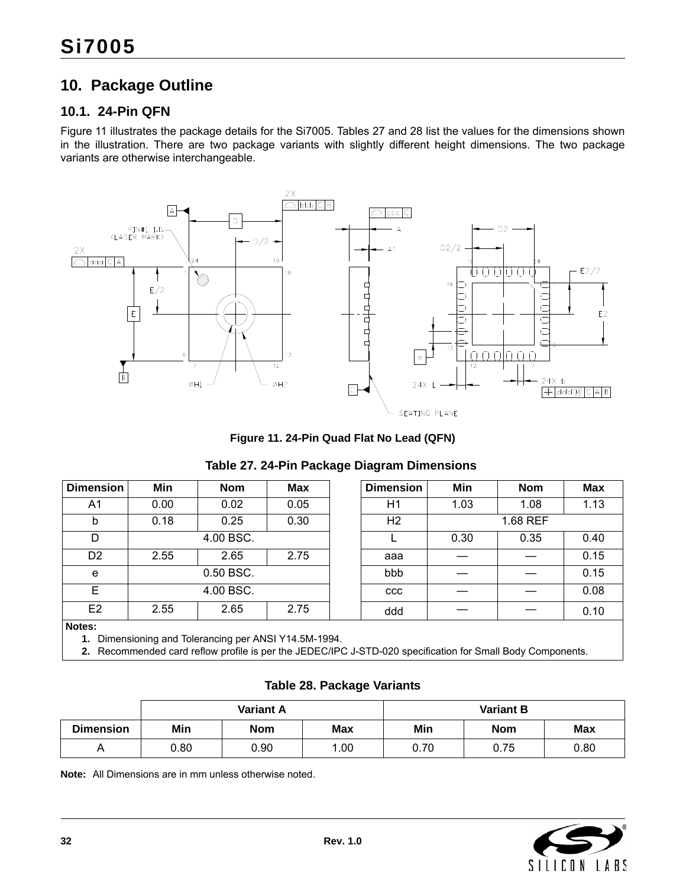## 10. Package Outline

### 10.1. 24-Pin QFN

Figure 11 illustrates the package details for the Si7005. Tables 27 and 28 list the values for the dimensions shown in the illustration. There are two package variants with slightly different height dimensions. The two package variants are otherwise interchangeable.

**Figure 11. 24-Pin Quad Flat No Lead (QFN)**

**Table 27. 24-Pin Package Diagram Dimensions**

| Dimension | Min | Nom | Max | Dimension | Min | Nom | Max |
|---|---|---|---|---|---|---|---|
| A1 | 0.00 | 0.02 | 0.05 | H1 | 1.03 | 1.08 | 1.13 |
| b | 0.18 | 0.25 | 0.30 | H2 | | 1.68 REF | |
| D | | 4.00 BSC. | | L | 0.30 | 0.35 | 0.40 |
| D2 | 2.55 | 2.65 | 2.75 | aaa | — | — | 0.15 |
| e | | 0.50 BSC. | | bbb | — | — | 0.15 |
| E | | 4.00 BSC. | | ccc | — | — | 0.08 |
| E2 | 2.55 | 2.65 | 2.75 | ddd | — | — | 0.10 |

**Notes:**

1. Dimensioning and Tolerancing per ANSI Y14.5M-1994.
2. Recommended card reflow profile is per the JEDEC/IPC J-STD-020 specification for Small Body Components.

**Table 28. Package Variants**

| | Variant A | | | Variant B | | |
|---|---|---|---|---|---|---|
| **Dimension** | **Min** | **Nom** | **Max** | **Min** | **Nom** | **Max** |
| A | 0.80 | 0.90 | 1.00 | 0.70 | 0.75 | 0.80 |

**Note:** All Dimensions are in mm unless otherwise noted.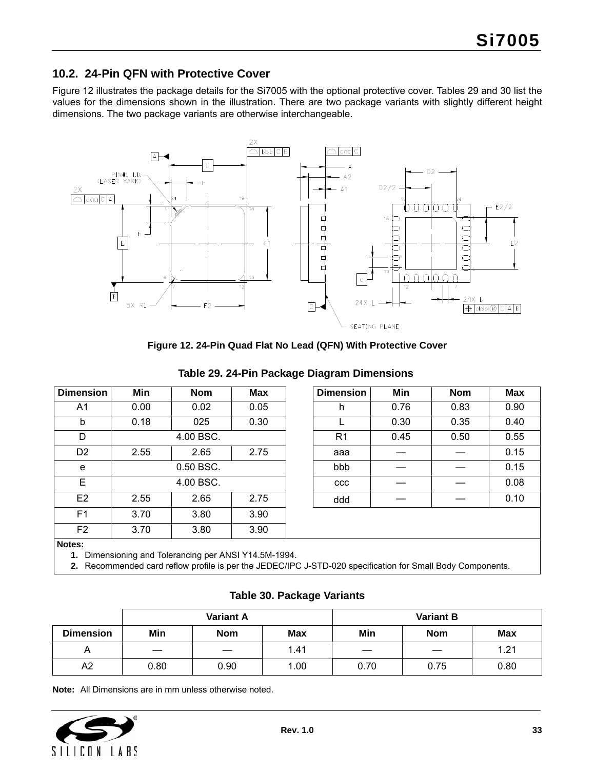## 10.2. 24-Pin QFN with Protective Cover

Figure 12 illustrates the package details for the Si7005 with the optional protective cover. Tables 29 and 30 list the values for the dimensions shown in the illustration. There are two package variants with slightly different height dimensions. The two package variants are otherwise interchangeable.

**Figure 12. 24-Pin Quad Flat No Lead (QFN) With Protective Cover**

**Table 29. 24-Pin Package Diagram Dimensions**

| Dimension | Min | Nom | Max | Dimension | Min | Nom | Max |
|---|---|---|---|---|---|---|---|
| A1 | 0.00 | 0.02 | 0.05 | h | 0.76 | 0.83 | 0.90 |
| b | 0.18 | 025 | 0.30 | L | 0.30 | 0.35 | 0.40 |
| D | 4.00 BSC. | | | R1 | 0.45 | 0.50 | 0.55 |
| D2 | 2.55 | 2.65 | 2.75 | aaa | — | — | 0.15 |
| e | 0.50 BSC. | | | bbb | — | — | 0.15 |
| E | 4.00 BSC. | | | ccc | — | — | 0.08 |
| E2 | 2.55 | 2.65 | 2.75 | ddd | — | — | 0.10 |
| F1 | 3.70 | 3.80 | 3.90 | | | | |
| F2 | 3.70 | 3.80 | 3.90 | | | | |

**Notes:**
1. Dimensioning and Tolerancing per ANSI Y14.5M-1994.
2. Recommended card reflow profile is per the JEDEC/IPC J-STD-020 specification for Small Body Components.

**Table 30. Package Variants**

| | Variant A | | | Variant B | | |
|---|---|---|---|---|---|---|
| **Dimension** | **Min** | **Nom** | **Max** | **Min** | **Nom** | **Max** |
| A | — | — | 1.41 | — | — | 1.21 |
| A2 | 0.80 | 0.90 | 1.00 | 0.70 | 0.75 | 0.80 |

**Note:** All Dimensions are in mm unless otherwise noted.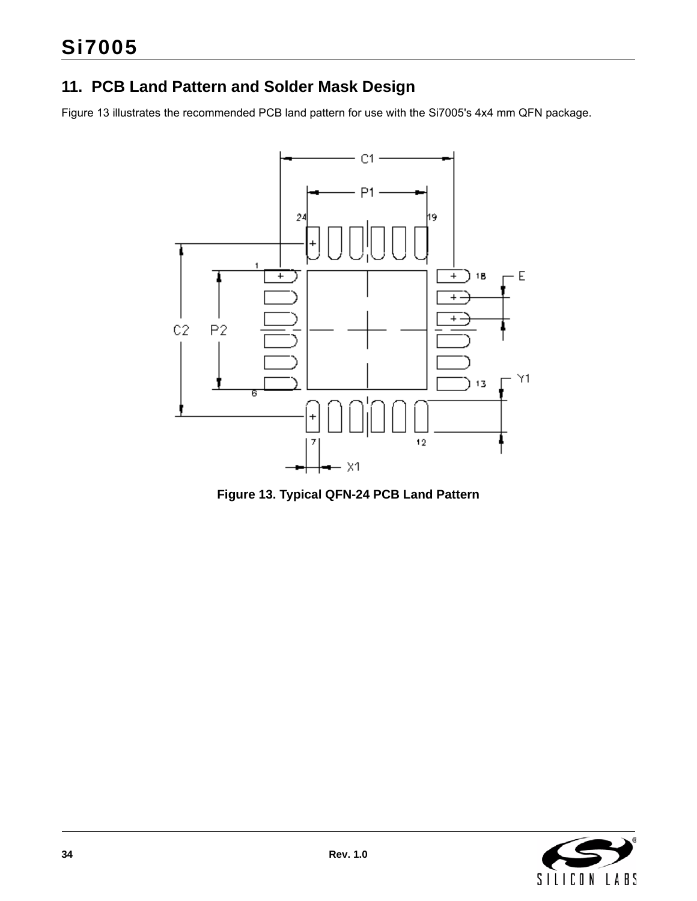## 11. PCB Land Pattern and Solder Mask Design

Figure 13 illustrates the recommended PCB land pattern for use with the Si7005's 4x4 mm QFN package.

**Figure 13. Typical QFN-24 PCB Land Pattern**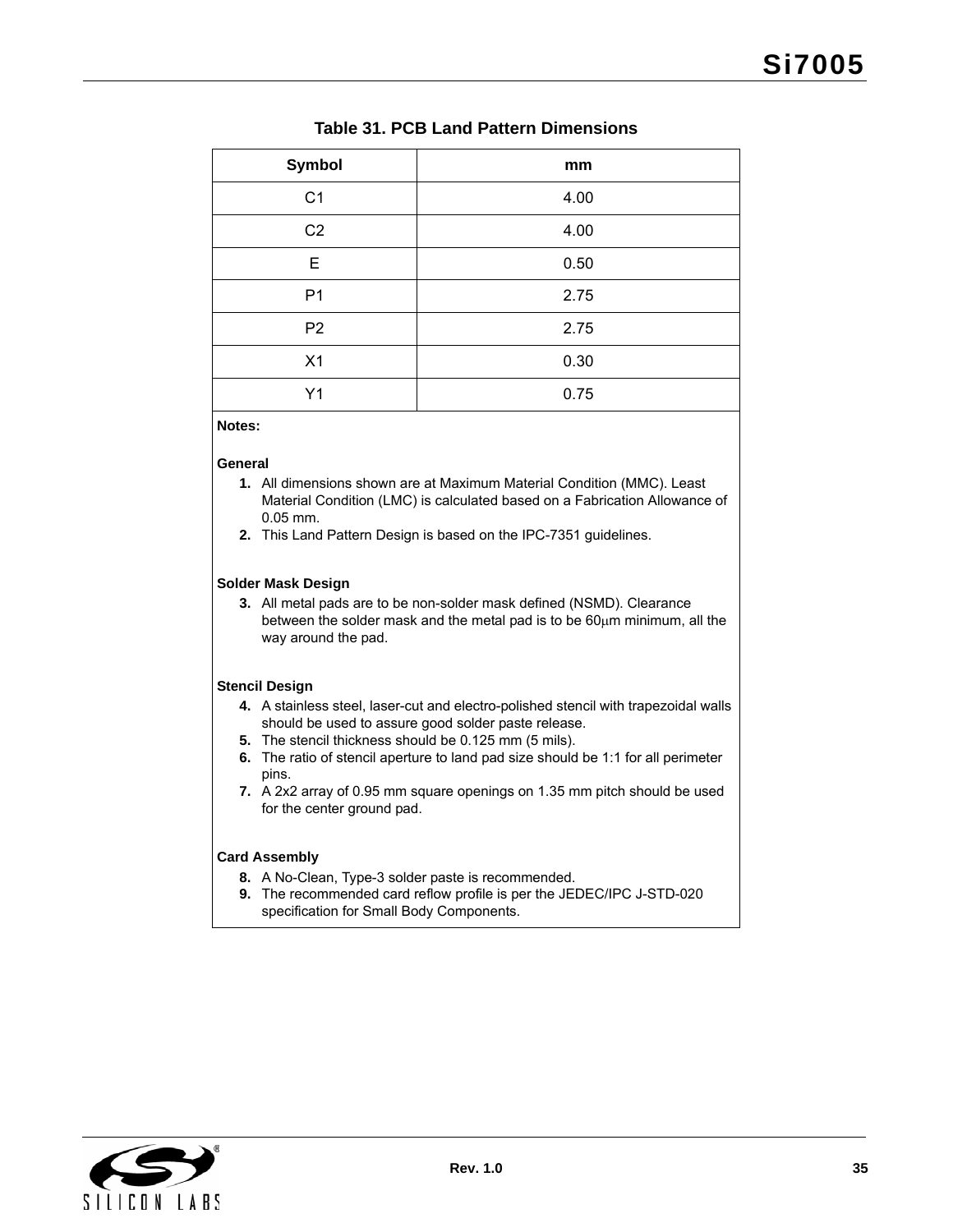**Table 31. PCB Land Pattern Dimensions**

| Symbol | mm |
|---|---|
| C1 | 4.00 |
| C2 | 4.00 |
| E | 0.50 |
| P1 | 2.75 |
| P2 | 2.75 |
| X1 | 0.30 |
| Y1 | 0.75 |

**Notes:**

**General**

1. All dimensions shown are at Maximum Material Condition (MMC). Least Material Condition (LMC) is calculated based on a Fabrication Allowance of 0.05 mm.
2. This Land Pattern Design is based on the IPC-7351 guidelines.

**Solder Mask Design**

3. All metal pads are to be non-solder mask defined (NSMD). Clearance between the solder mask and the metal pad is to be 60μm minimum, all the way around the pad.

**Stencil Design**

4. A stainless steel, laser-cut and electro-polished stencil with trapezoidal walls should be used to assure good solder paste release.
5. The stencil thickness should be 0.125 mm (5 mils).
6. The ratio of stencil aperture to land pad size should be 1:1 for all perimeter pins.
7. A 2x2 array of 0.95 mm square openings on 1.35 mm pitch should be used for the center ground pad.

**Card Assembly**

8. A No-Clean, Type-3 solder paste is recommended.
9. The recommended card reflow profile is per the JEDEC/IPC J-STD-020 specification for Small Body Components.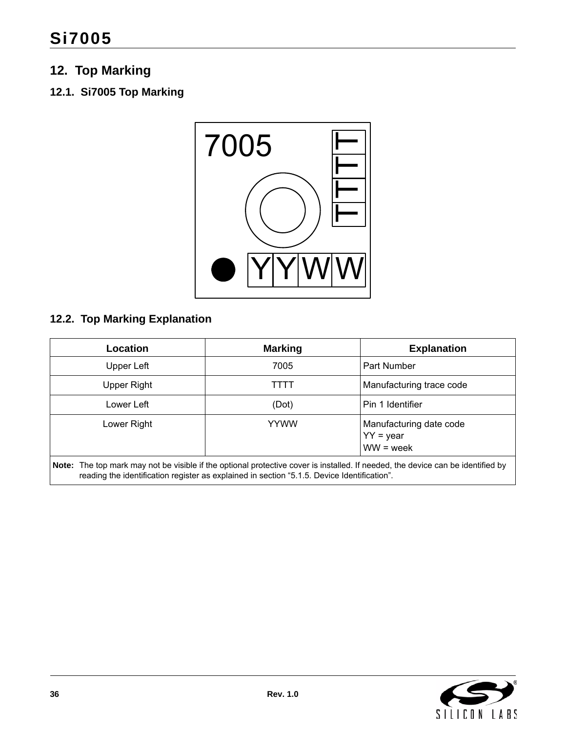## 12. Top Marking

### 12.1. Si7005 Top Marking

### 12.2. Top Marking Explanation

| Location | Marking | Explanation |
|---|---|---|
| Upper Left | 7005 | Part Number |
| Upper Right | TTTT | Manufacturing trace code |
| Lower Left | (Dot) | Pin 1 Identifier |
| Lower Right | YYWW | Manufacturing date code<br>YY = year<br>WW = week |

**Note:** The top mark may not be visible if the optional protective cover is installed. If needed, the device can be identified by reading the identification register as explained in section "5.1.5. Device Identification".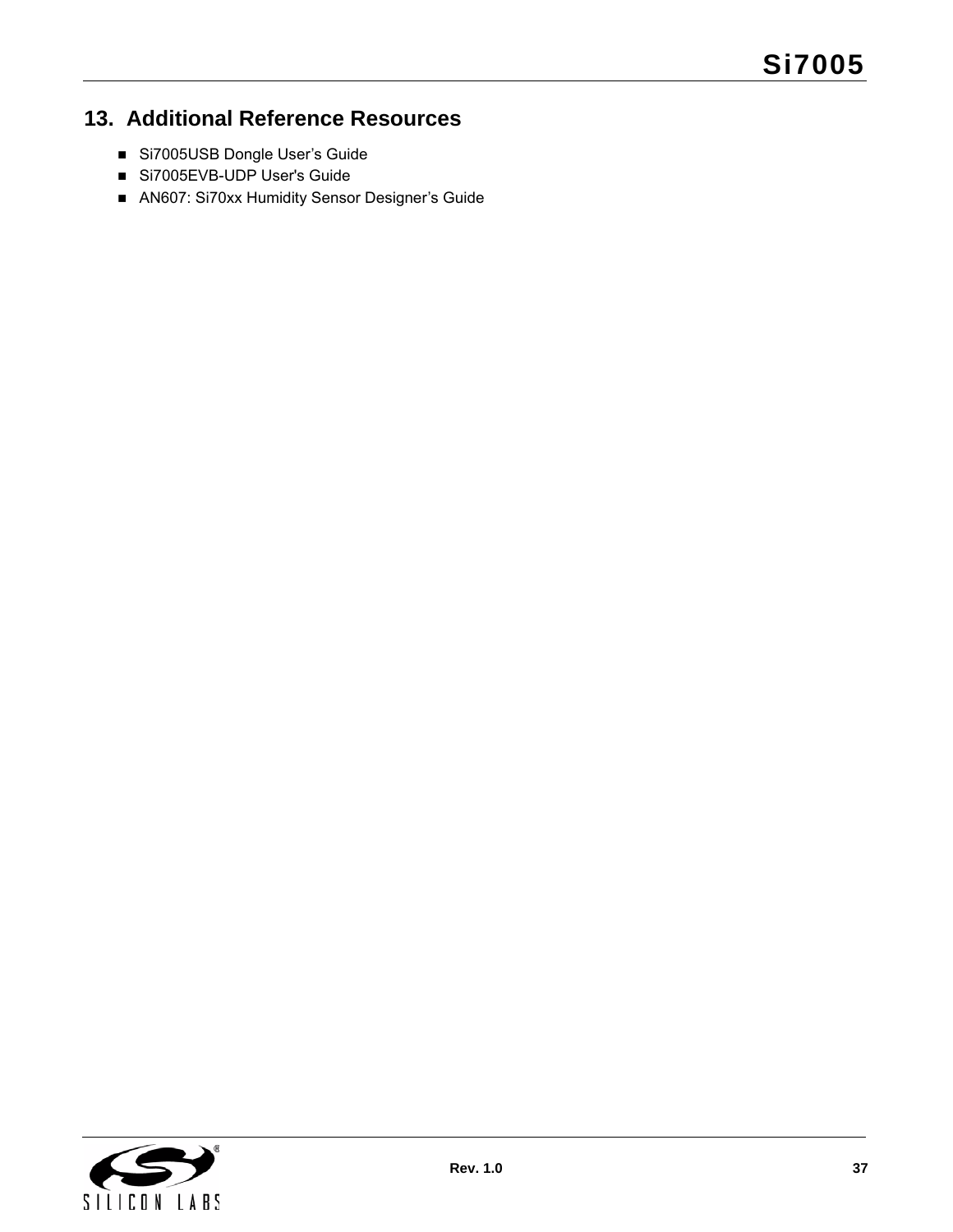## 13. Additional Reference Resources

- Si7005USB Dongle User’s Guide
- Si7005EVB-UDP User's Guide
- AN607: Si70xx Humidity Sensor Designer’s Guide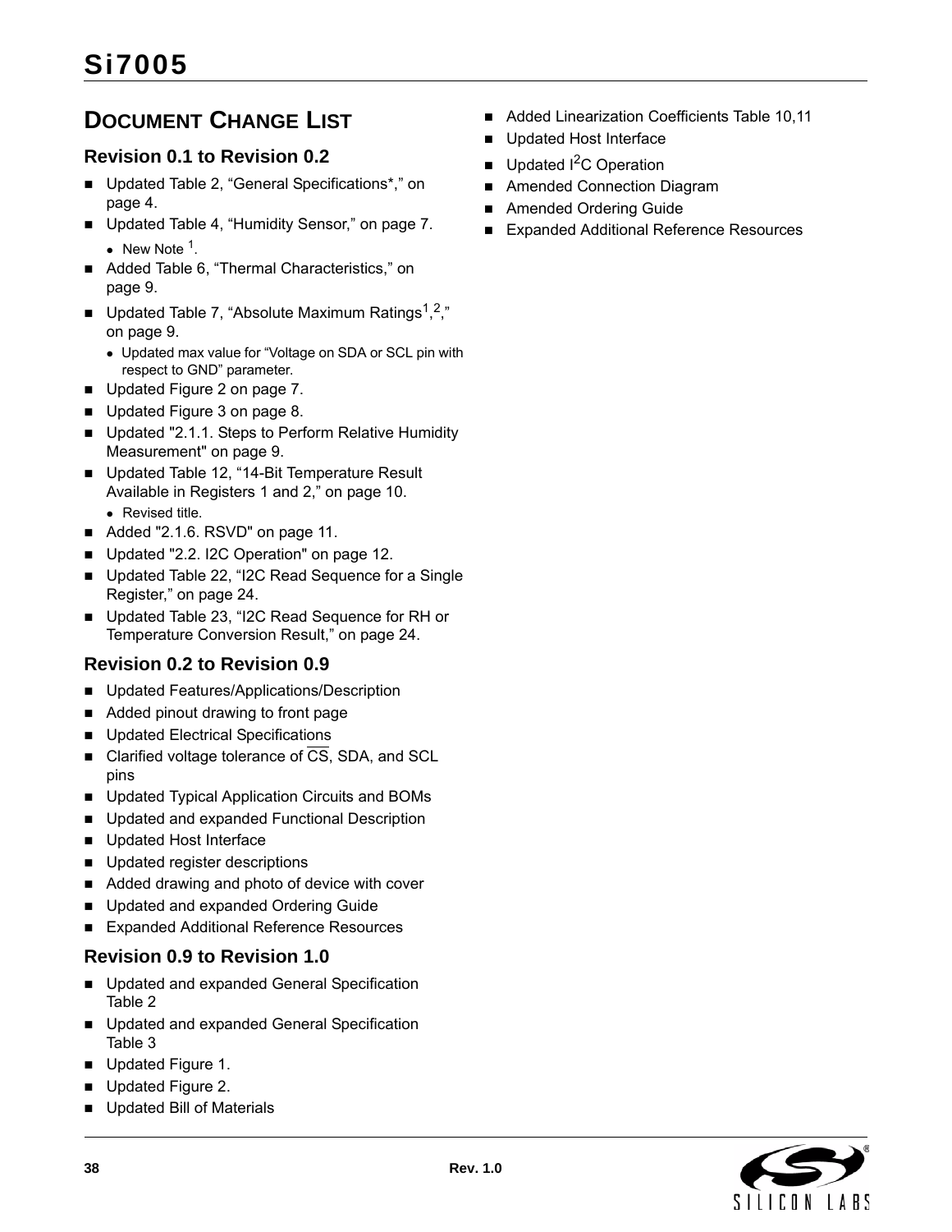## Document Change List

### Revision 0.1 to Revision 0.2

- Updated Table 2, “General Specifications*,” on page 4.
- Updated Table 4, “Humidity Sensor,” on page 7.
  - New Note [1].
- Added Table 6, “Thermal Characteristics,” on page 9.
- Updated Table 7, “Absolute Maximum Ratings[1,2],” on page 9.
  - Updated max value for “Voltage on SDA or SCL pin with respect to GND” parameter.
- Updated Figure 2 on page 7.
- Updated Figure 3 on page 8.
- Updated "2.1.1. Steps to Perform Relative Humidity Measurement" on page 9.
- Updated Table 12, “14-Bit Temperature Result Available in Registers 1 and 2,” on page 10.
  - Revised title.
- Added "2.1.6. RSVD" on page 11.
- Updated "2.2. I2C Operation" on page 12.
- Updated Table 22, “I2C Read Sequence for a Single Register,” on page 24.
- Updated Table 23, “I2C Read Sequence for RH or Temperature Conversion Result,” on page 24.

### Revision 0.2 to Revision 0.9

- Updated Features/Applications/Description
- Added pinout drawing to front page
- Updated Electrical Specifications
- Clarified voltage tolerance of $\overline{CS}$, SDA, and SCL pins
- Updated Typical Application Circuits and BOMs
- Updated and expanded Functional Description
- Updated Host Interface
- Updated register descriptions
- Added drawing and photo of device with cover
- Updated and expanded Ordering Guide
- Expanded Additional Reference Resources

### Revision 0.9 to Revision 1.0

- Updated and expanded General Specification Table 2
- Updated and expanded General Specification Table 3
- Updated Figure 1.
- Updated Figure 2.
- Updated Bill of Materials
- Added Linearization Coefficients Table 10,11
- Updated Host Interface
- Updated $I^2C$ Operation
- Amended Connection Diagram
- Amended Ordering Guide
- Expanded Additional Reference Resources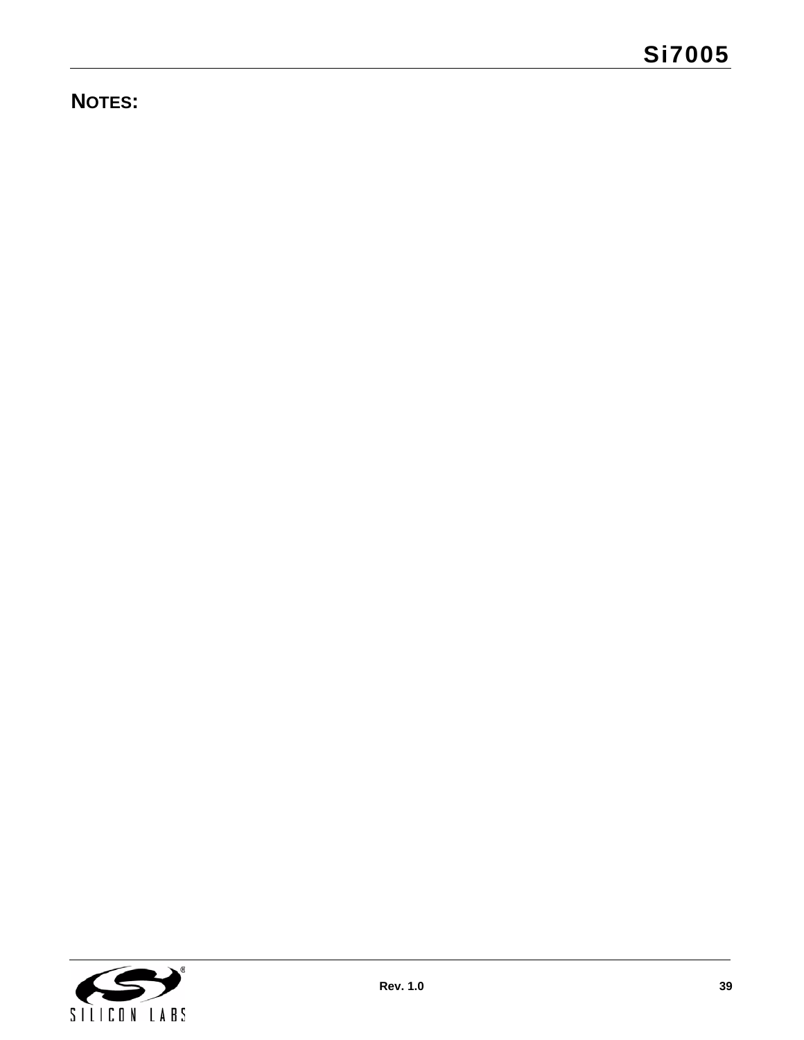## NOTES: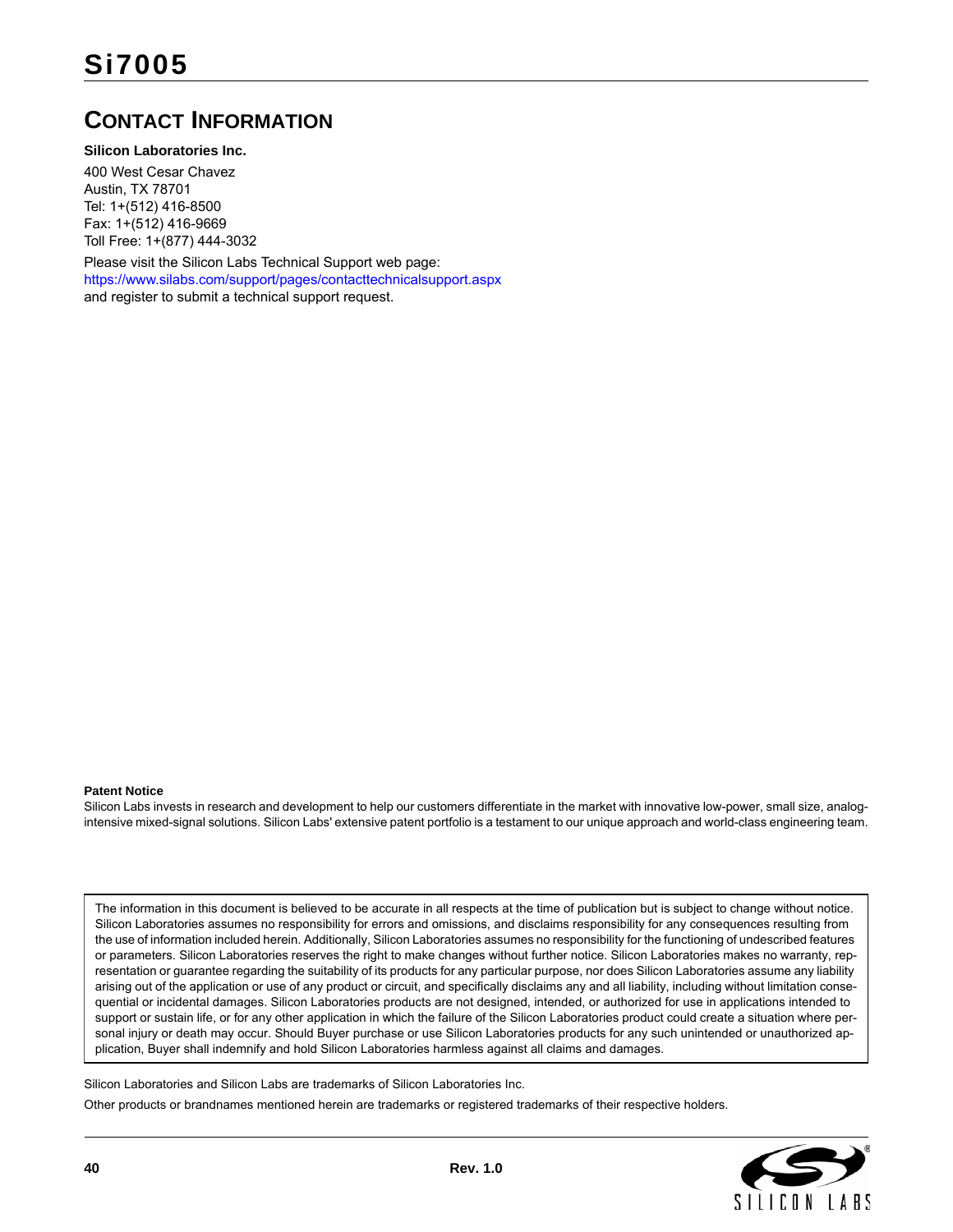## Contact Information

**Silicon Laboratories Inc.**

400 West Cesar Chavez
Austin, TX 78701
Tel: 1+(512) 416-8500
Fax: 1+(512) 416-9669
Toll Free: 1+(877) 444-3032

Please visit the Silicon Labs Technical Support web page:
https://www.silabs.com/support/pages/contacttechnicalsupport.aspx
and register to submit a technical support request.

**Patent Notice**

Silicon Labs invests in research and development to help our customers differentiate in the market with innovative low-power, small size, analog-intensive mixed-signal solutions. Silicon Labs' extensive patent portfolio is a testament to our unique approach and world-class engineering team.

The information in this document is believed to be accurate in all respects at the time of publication but is subject to change without notice. Silicon Laboratories assumes no responsibility for errors and omissions, and disclaims responsibility for any consequences resulting from the use of information included herein. Additionally, Silicon Laboratories assumes no responsibility for the functioning of undescribed features or parameters. Silicon Laboratories reserves the right to make changes without further notice. Silicon Laboratories makes no warranty, representation or guarantee regarding the suitability of its products for any particular purpose, nor does Silicon Laboratories assume any liability arising out of the application or use of any product or circuit, and specifically disclaims any and all liability, including without limitation consequential or incidental damages. Silicon Laboratories products are not designed, intended, or authorized for use in applications intended to support or sustain life, or for any other application in which the failure of the Silicon Laboratories product could create a situation where personal injury or death may occur. Should Buyer purchase or use Silicon Laboratories products for any such unintended or unauthorized application, Buyer shall indemnify and hold Silicon Laboratories harmless against all claims and damages.

Silicon Laboratories and Silicon Labs are trademarks of Silicon Laboratories Inc.

Other products or brandnames mentioned herein are trademarks or registered trademarks of their respective holders.